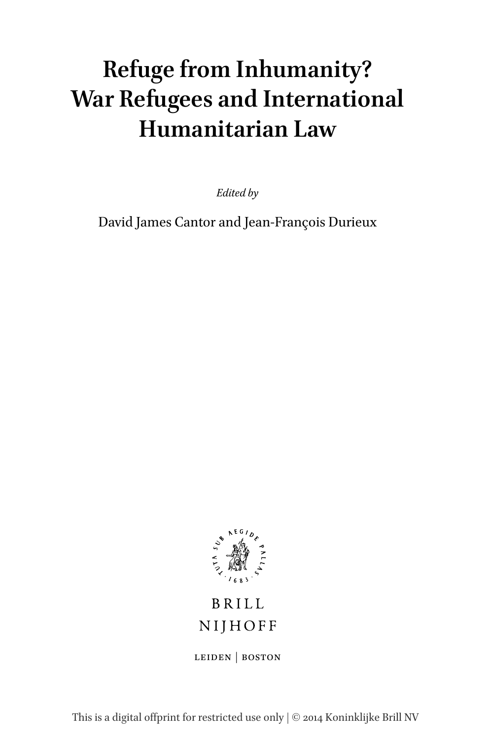# Refuge from Inhumanity? War Refugees and International Humanitarian Law

*Edited by*

David James Cantor and Jean-François Durieux

BRILL
NIJHOFF

LEIDEN | BOSTON

This is a digital offprint for restricted use only | © 2014 Koninklijke Brill NV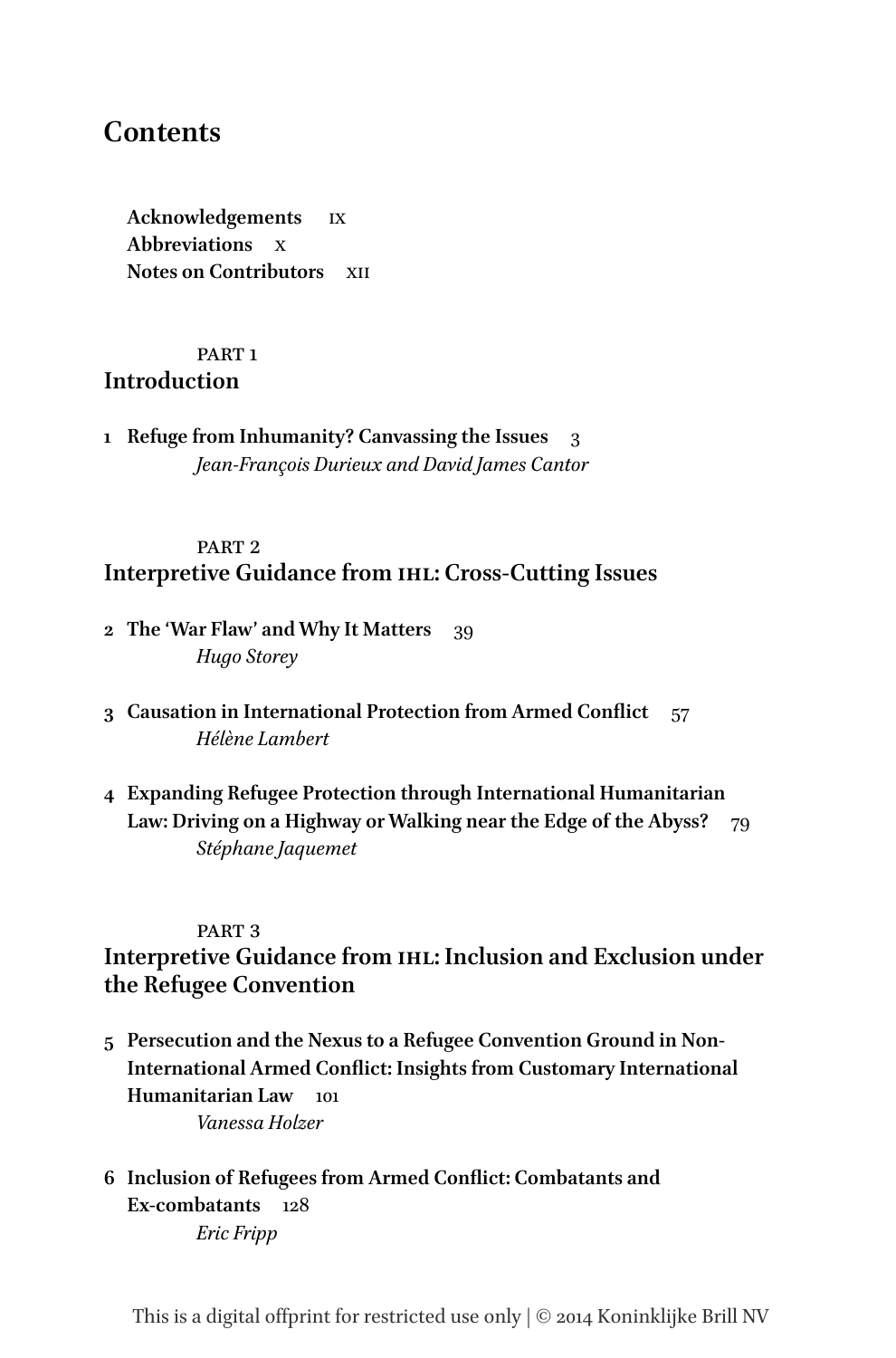# Contents

**Acknowledgements** ix
**Abbreviations** x
**Notes on Contributors** xii

## PART 1
## Introduction

**1 Refuge from Inhumanity? Canvassing the Issues** 3
*Jean-François Durieux and David James Cantor*

## PART 2
## Interpretive Guidance from IHL: Cross-Cutting Issues

**2 The 'War Flaw' and Why It Matters** 39
*Hugo Storey*

**3 Causation in International Protection from Armed Conflict** 57
*Hélène Lambert*

**4 Expanding Refugee Protection through International Humanitarian Law: Driving on a Highway or Walking near the Edge of the Abyss?** 79
*Stéphane Jaquemet*

## PART 3
## Interpretive Guidance from IHL: Inclusion and Exclusion under the Refugee Convention

**5 Persecution and the Nexus to a Refugee Convention Ground in Non-International Armed Conflict: Insights from Customary International Humanitarian Law** 101
*Vanessa Holzer*

**6 Inclusion of Refugees from Armed Conflict: Combatants and Ex-combatants** 128
*Eric Fripp*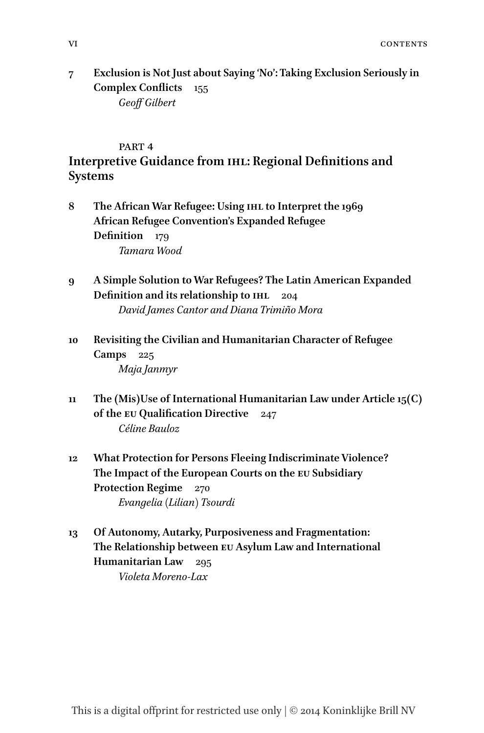7 **Exclusion is Not Just about Saying 'No': Taking Exclusion Seriously in Complex Conflicts** 155
*Geoff Gilbert*

PART 4

## Interpretive Guidance from IHL: Regional Definitions and Systems

8 **The African War Refugee: Using IHL to Interpret the 1969 African Refugee Convention's Expanded Refugee Definition** 179
*Tamara Wood*

9 **A Simple Solution to War Refugees? The Latin American Expanded Definition and its relationship to IHL** 204
*David James Cantor and Diana Trimiño Mora*

10 **Revisiting the Civilian and Humanitarian Character of Refugee Camps** 225
*Maja Janmyr*

11 **The (Mis)Use of International Humanitarian Law under Article 15(C) of the EU Qualification Directive** 247
*Céline Bauloz*

12 **What Protection for Persons Fleeing Indiscriminate Violence? The Impact of the European Courts on the EU Subsidiary Protection Regime** 270
*Evangelia (Lilian) Tsourdi*

13 **Of Autonomy, Autarky, Purposiveness and Fragmentation: The Relationship between EU Asylum Law and International Humanitarian Law** 295
*Violeta Moreno-Lax*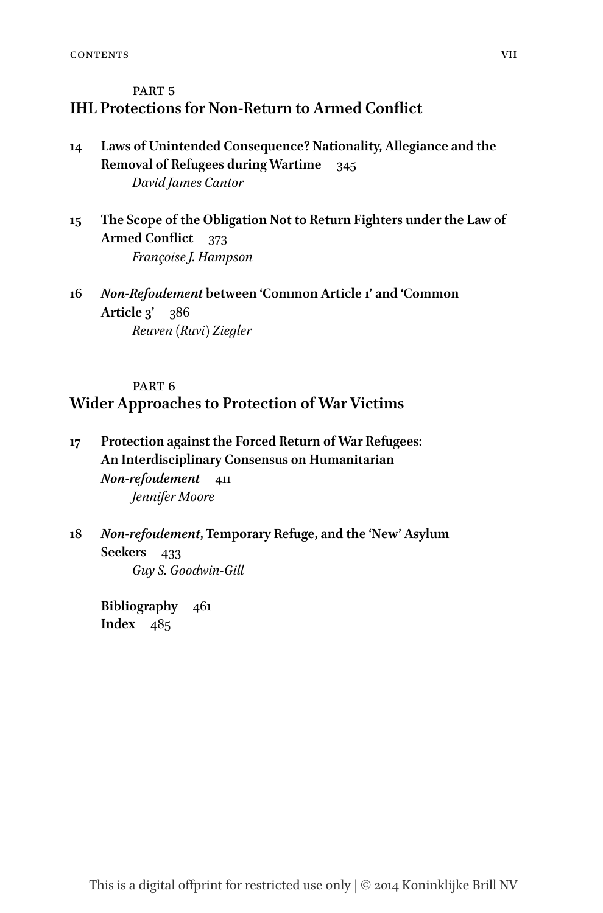PART 5

## IHL Protections for Non-Return to Armed Conflict

**14 Laws of Unintended Consequence? Nationality, Allegiance and the Removal of Refugees during Wartime** 345
*David James Cantor*

**15 The Scope of the Obligation Not to Return Fighters under the Law of Armed Conflict** 373
*Françoise J. Hampson*

**16 *Non-Refoulement* between 'Common Article 1' and 'Common Article 3'** 386
*Reuven (Ruvi) Ziegler*

PART 6

## Wider Approaches to Protection of War Victims

**17 Protection against the Forced Return of War Refugees: An Interdisciplinary Consensus on Humanitarian *Non-refoulement*** 411
*Jennifer Moore*

**18 *Non-refoulement*, Temporary Refuge, and the 'New' Asylum Seekers** 433
*Guy S. Goodwin-Gill*

**Bibliography** 461
**Index** 485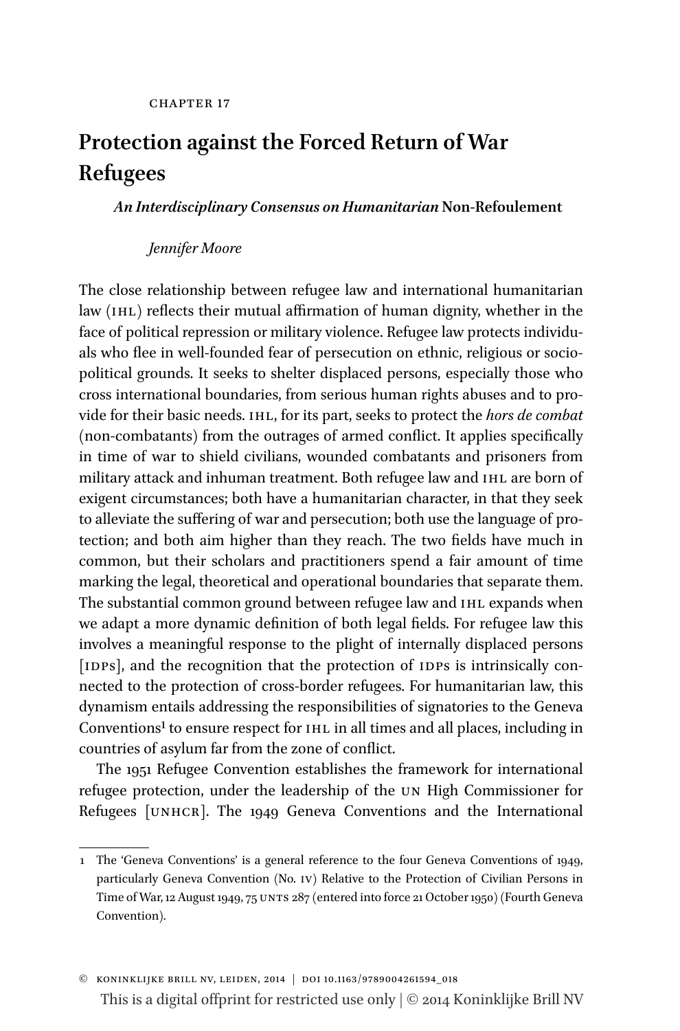CHAPTER 17

# Protection against the Forced Return of War Refugees

## *An Interdisciplinary Consensus on Humanitarian* Non-Refoulement

*Jennifer Moore*

The close relationship between refugee law and international humanitarian law (IHL) reflects their mutual affirmation of human dignity, whether in the face of political repression or military violence. Refugee law protects individuals who flee in well-founded fear of persecution on ethnic, religious or socio-political grounds. It seeks to shelter displaced persons, especially those who cross international boundaries, from serious human rights abuses and to provide for their basic needs. IHL, for its part, seeks to protect the *hors de combat* (non-combatants) from the outrages of armed conflict. It applies specifically in time of war to shield civilians, wounded combatants and prisoners from military attack and inhuman treatment. Both refugee law and IHL are born of exigent circumstances; both have a humanitarian character, in that they seek to alleviate the suffering of war and persecution; both use the language of protection; and both aim higher than they reach. The two fields have much in common, but their scholars and practitioners spend a fair amount of time marking the legal, theoretical and operational boundaries that separate them. The substantial common ground between refugee law and IHL expands when we adapt a more dynamic definition of both legal fields. For refugee law this involves a meaningful response to the plight of internally displaced persons [IDPs], and the recognition that the protection of IDPs is intrinsically connected to the protection of cross-border refugees. For humanitarian law, this dynamism entails addressing the responsibilities of signatories to the Geneva Conventions[1] to ensure respect for IHL in all times and all places, including in countries of asylum far from the zone of conflict.

The 1951 Refugee Convention establishes the framework for international refugee protection, under the leadership of the UN High Commissioner for Refugees [UNHCR]. The 1949 Geneva Conventions and the International

1 The 'Geneva Conventions' is a general reference to the four Geneva Conventions of 1949, particularly Geneva Convention (No. IV) Relative to the Protection of Civilian Persons in Time of War, 12 August 1949, 75 UNTS 287 (entered into force 21 October 1950) (Fourth Geneva Convention).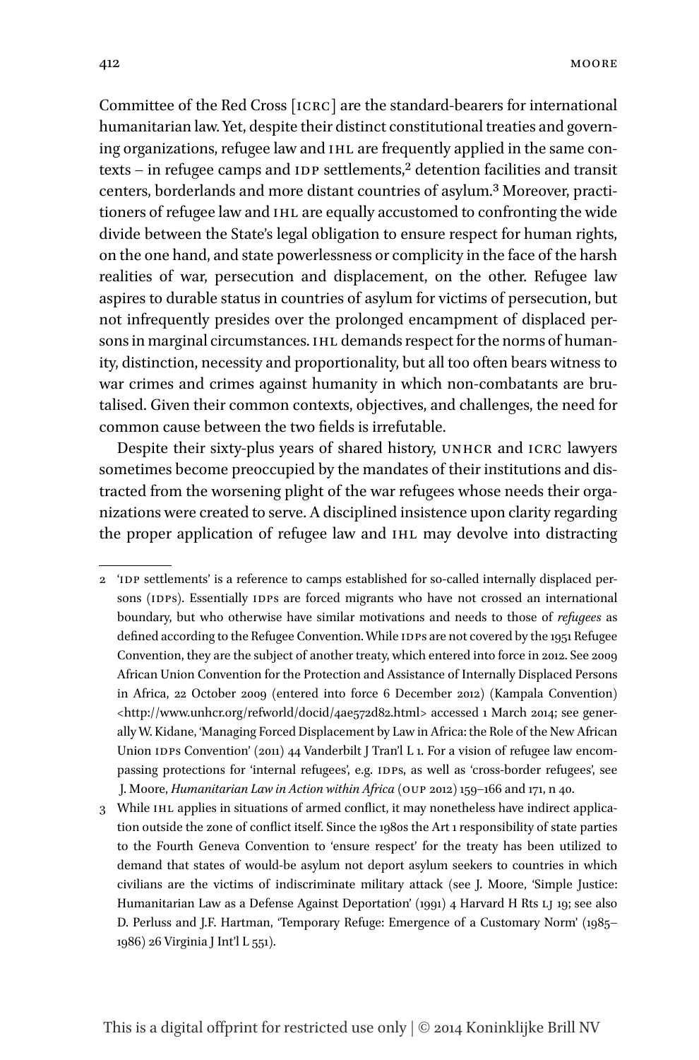Committee of the Red Cross [ICRC] are the standard-bearers for international humanitarian law. Yet, despite their distinct constitutional treaties and governing organizations, refugee law and IHL are frequently applied in the same contexts – in refugee camps and IDP settlements,[2] detention facilities and transit centers, borderlands and more distant countries of asylum.[3] Moreover, practitioners of refugee law and IHL are equally accustomed to confronting the wide divide between the State's legal obligation to ensure respect for human rights, on the one hand, and state powerlessness or complicity in the face of the harsh realities of war, persecution and displacement, on the other. Refugee law aspires to durable status in countries of asylum for victims of persecution, but not infrequently presides over the prolonged encampment of displaced persons in marginal circumstances. IHL demands respect for the norms of humanity, distinction, necessity and proportionality, but all too often bears witness to war crimes and crimes against humanity in which non-combatants are brutalised. Given their common contexts, objectives, and challenges, the need for common cause between the two fields is irrefutable.

Despite their sixty-plus years of shared history, UNHCR and ICRC lawyers sometimes become preoccupied by the mandates of their institutions and distracted from the worsening plight of the war refugees whose needs their organizations were created to serve. A disciplined insistence upon clarity regarding the proper application of refugee law and IHL may devolve into distracting

---

2 'IDP settlements' is a reference to camps established for so-called internally displaced persons (IDPs). Essentially IDPs are forced migrants who have not crossed an international boundary, but who otherwise have similar motivations and needs to those of *refugees* as defined according to the Refugee Convention. While IDPs are not covered by the 1951 Refugee Convention, they are the subject of another treaty, which entered into force in 2012. See 2009 African Union Convention for the Protection and Assistance of Internally Displaced Persons in Africa, 22 October 2009 (entered into force 6 December 2012) (Kampala Convention) <http://www.unhcr.org/refworld/docid/4ae572d82.html> accessed 1 March 2014; see generally W. Kidane, 'Managing Forced Displacement by Law in Africa: the Role of the New African Union IDPs Convention' (2011) 44 Vanderbilt J Tran'l L 1. For a vision of refugee law encompassing protections for 'internal refugees', e.g. IDPs, as well as 'cross-border refugees', see J. Moore, *Humanitarian Law in Action within Africa* (OUP 2012) 159–166 and 171, n 40.

3 While IHL applies in situations of armed conflict, it may nonetheless have indirect application outside the zone of conflict itself. Since the 1980s the Art 1 responsibility of state parties to the Fourth Geneva Convention to 'ensure respect' for the treaty has been utilized to demand that states of would-be asylum not deport asylum seekers to countries in which civilians are the victims of indiscriminate military attack (see J. Moore, 'Simple Justice: Humanitarian Law as a Defense Against Deportation' (1991) 4 Harvard H Rts LJ 19; see also D. Perluss and J.F. Hartman, 'Temporary Refuge: Emergence of a Customary Norm' (1985–1986) 26 Virginia J Int'l L 551).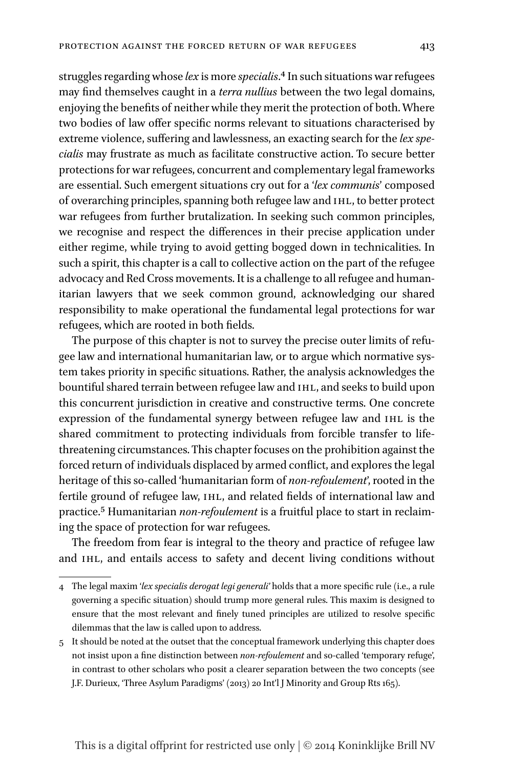struggles regarding whose *lex* is more *specialis*.[4] In such situations war refugees may find themselves caught in a *terra nullius* between the two legal domains, enjoying the benefits of neither while they merit the protection of both. Where two bodies of law offer specific norms relevant to situations characterised by extreme violence, suffering and lawlessness, an exacting search for the *lex specialis* may frustrate as much as facilitate constructive action. To secure better protections for war refugees, concurrent and complementary legal frameworks are essential. Such emergent situations cry out for a '*lex communis*' composed of overarching principles, spanning both refugee law and IHL, to better protect war refugees from further brutalization. In seeking such common principles, we recognise and respect the differences in their precise application under either regime, while trying to avoid getting bogged down in technicalities. In such a spirit, this chapter is a call to collective action on the part of the refugee advocacy and Red Cross movements. It is a challenge to all refugee and humanitarian lawyers that we seek common ground, acknowledging our shared responsibility to make operational the fundamental legal protections for war refugees, which are rooted in both fields.

The purpose of this chapter is not to survey the precise outer limits of refugee law and international humanitarian law, or to argue which normative system takes priority in specific situations. Rather, the analysis acknowledges the bountiful shared terrain between refugee law and IHL, and seeks to build upon this concurrent jurisdiction in creative and constructive terms. One concrete expression of the fundamental synergy between refugee law and IHL is the shared commitment to protecting individuals from forcible transfer to life-threatening circumstances. This chapter focuses on the prohibition against the forced return of individuals displaced by armed conflict, and explores the legal heritage of this so-called 'humanitarian form of *non-refoulement*', rooted in the fertile ground of refugee law, IHL, and related fields of international law and practice.[5] Humanitarian *non-refoulement* is a fruitful place to start in reclaiming the space of protection for war refugees.

The freedom from fear is integral to the theory and practice of refugee law and IHL, and entails access to safety and decent living conditions without

---

4 The legal maxim '*lex specialis derogat legi generali*' holds that a more specific rule (i.e., a rule governing a specific situation) should trump more general rules. This maxim is designed to ensure that the most relevant and finely tuned principles are utilized to resolve specific dilemmas that the law is called upon to address.

5 It should be noted at the outset that the conceptual framework underlying this chapter does not insist upon a fine distinction between *non-refoulement* and so-called 'temporary refuge', in contrast to other scholars who posit a clearer separation between the two concepts (see J.F. Durieux, 'Three Asylum Paradigms' (2013) 20 Int'l J Minority and Group Rts 165).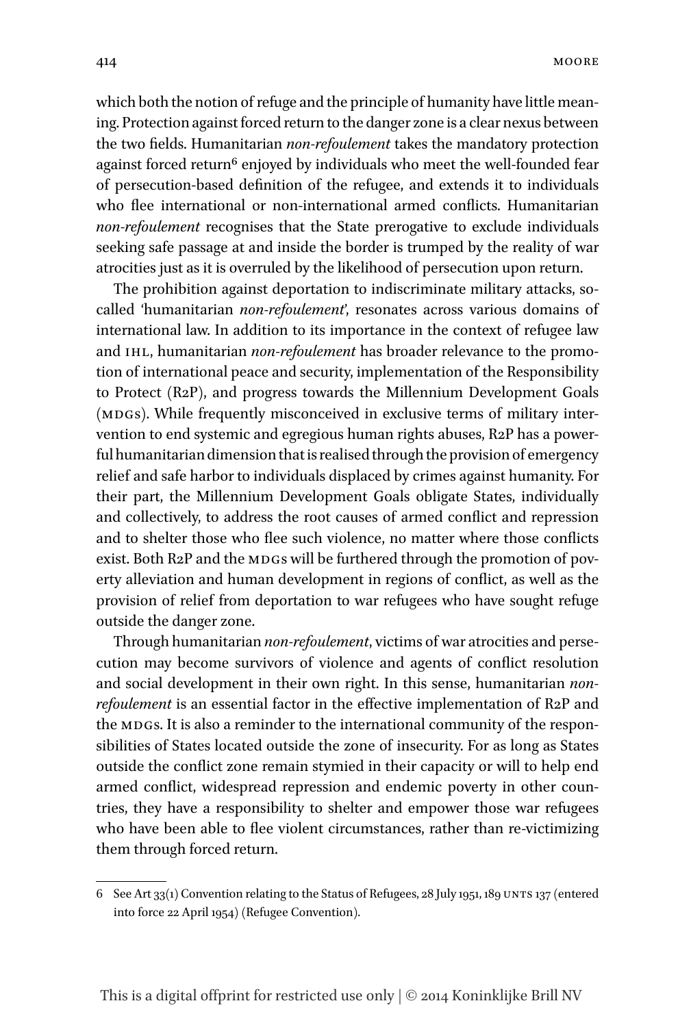which both the notion of refuge and the principle of humanity have little meaning. Protection against forced return to the danger zone is a clear nexus between the two fields. Humanitarian *non-refoulement* takes the mandatory protection against forced return[6] enjoyed by individuals who meet the well-founded fear of persecution-based definition of the refugee, and extends it to individuals who flee international or non-international armed conflicts. Humanitarian *non-refoulement* recognises that the State prerogative to exclude individuals seeking safe passage at and inside the border is trumped by the reality of war atrocities just as it is overruled by the likelihood of persecution upon return.

The prohibition against deportation to indiscriminate military attacks, so-called 'humanitarian *non-refoulement*', resonates across various domains of international law. In addition to its importance in the context of refugee law and IHL, humanitarian *non-refoulement* has broader relevance to the promotion of international peace and security, implementation of the Responsibility to Protect (R2P), and progress towards the Millennium Development Goals (MDGs). While frequently misconceived in exclusive terms of military intervention to end systemic and egregious human rights abuses, R2P has a powerful humanitarian dimension that is realised through the provision of emergency relief and safe harbor to individuals displaced by crimes against humanity. For their part, the Millennium Development Goals obligate States, individually and collectively, to address the root causes of armed conflict and repression and to shelter those who flee such violence, no matter where those conflicts exist. Both R2P and the MDGs will be furthered through the promotion of poverty alleviation and human development in regions of conflict, as well as the provision of relief from deportation to war refugees who have sought refuge outside the danger zone.

Through humanitarian *non-refoulement*, victims of war atrocities and persecution may become survivors of violence and agents of conflict resolution and social development in their own right. In this sense, humanitarian *non-refoulement* is an essential factor in the effective implementation of R2P and the MDGs. It is also a reminder to the international community of the responsibilities of States located outside the zone of insecurity. For as long as States outside the conflict zone remain stymied in their capacity or will to help end armed conflict, widespread repression and endemic poverty in other countries, they have a responsibility to shelter and empower those war refugees who have been able to flee violent circumstances, rather than re-victimizing them through forced return.

---

6 See Art 33(1) Convention relating to the Status of Refugees, 28 July 1951, 189 UNTS 137 (entered into force 22 April 1954) (Refugee Convention).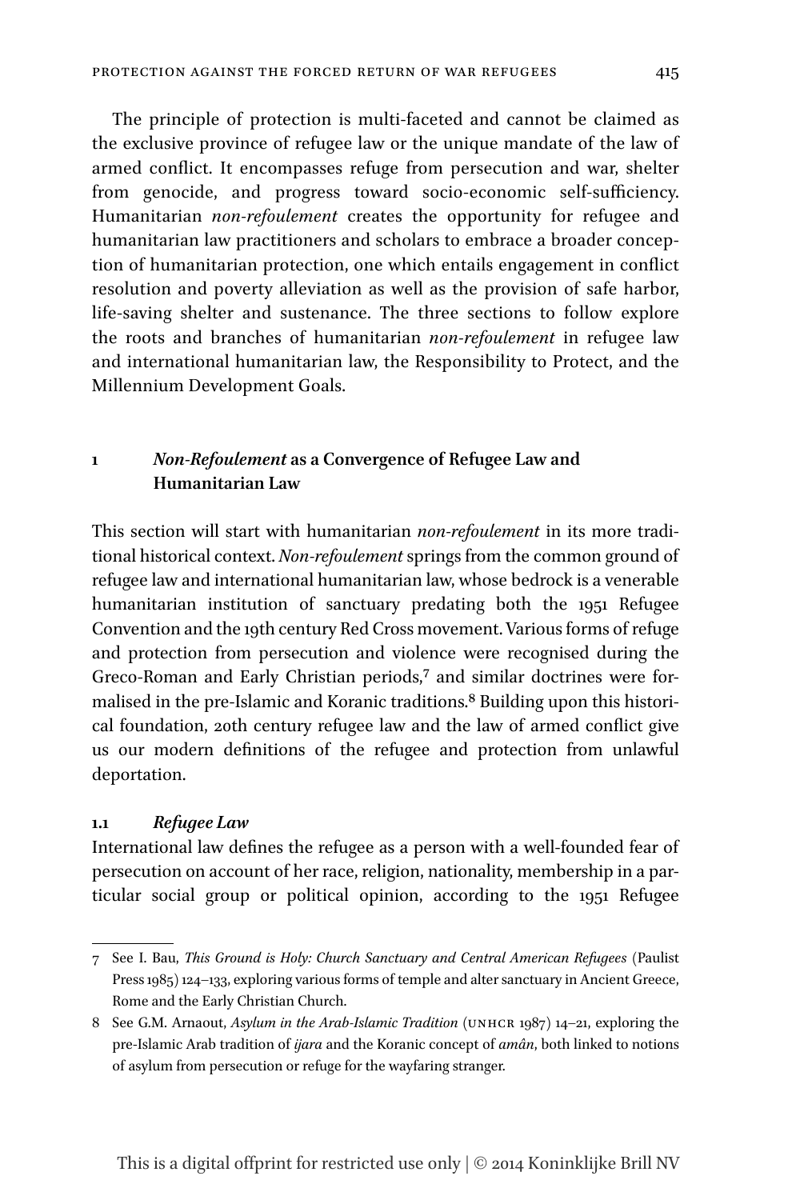The principle of protection is multi-faceted and cannot be claimed as the exclusive province of refugee law or the unique mandate of the law of armed conflict. It encompasses refuge from persecution and war, shelter from genocide, and progress toward socio-economic self-sufficiency. Humanitarian *non-refoulement* creates the opportunity for refugee and humanitarian law practitioners and scholars to embrace a broader conception of humanitarian protection, one which entails engagement in conflict resolution and poverty alleviation as well as the provision of safe harbor, life-saving shelter and sustenance. The three sections to follow explore the roots and branches of humanitarian *non-refoulement* in refugee law and international humanitarian law, the Responsibility to Protect, and the Millennium Development Goals.

## 1 *Non-Refoulement* as a Convergence of Refugee Law and Humanitarian Law

This section will start with humanitarian *non-refoulement* in its more traditional historical context. *Non-refoulement* springs from the common ground of refugee law and international humanitarian law, whose bedrock is a venerable humanitarian institution of sanctuary predating both the 1951 Refugee Convention and the 19th century Red Cross movement. Various forms of refuge and protection from persecution and violence were recognised during the Greco-Roman and Early Christian periods,[7] and similar doctrines were formalised in the pre-Islamic and Koranic traditions.[8] Building upon this historical foundation, 20th century refugee law and the law of armed conflict give us our modern definitions of the refugee and protection from unlawful deportation.

### 1.1 *Refugee Law*

International law defines the refugee as a person with a well-founded fear of persecution on account of her race, religion, nationality, membership in a particular social group or political opinion, according to the 1951 Refugee

---

7 See I. Bau, *This Ground is Holy: Church Sanctuary and Central American Refugees* (Paulist Press 1985) 124–133, exploring various forms of temple and alter sanctuary in Ancient Greece, Rome and the Early Christian Church.

8 See G.M. Arnaout, *Asylum in the Arab-Islamic Tradition* (UNHCR 1987) 14–21, exploring the pre-Islamic Arab tradition of *ijara* and the Koranic concept of *amân*, both linked to notions of asylum from persecution or refuge for the wayfaring stranger.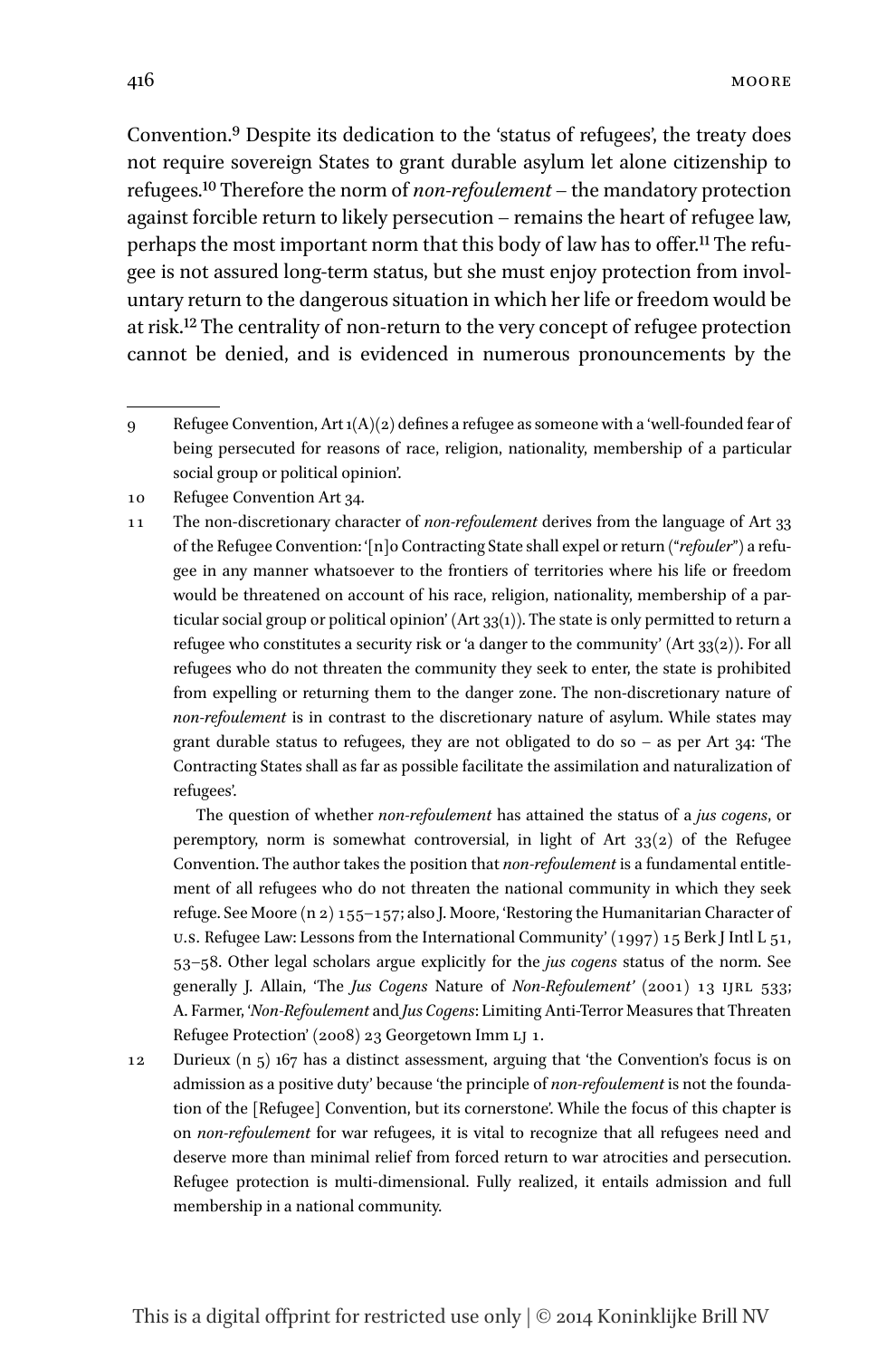Convention.[9] Despite its dedication to the 'status of refugees', the treaty does not require sovereign States to grant durable asylum let alone citizenship to refugees.[10] Therefore the norm of *non-refoulement* – the mandatory protection against forcible return to likely persecution – remains the heart of refugee law, perhaps the most important norm that this body of law has to offer.[11] The refugee is not assured long-term status, but she must enjoy protection from involuntary return to the dangerous situation in which her life or freedom would be at risk.[12] The centrality of non-return to the very concept of refugee protection cannot be denied, and is evidenced in numerous pronouncements by the

---

9 Refugee Convention, Art 1(A)(2) defines a refugee as someone with a 'well-founded fear of being persecuted for reasons of race, religion, nationality, membership of a particular social group or political opinion'.

10 Refugee Convention Art 34.

11 The non-discretionary character of *non-refoulement* derives from the language of Art 33 of the Refugee Convention: '[n]o Contracting State shall expel or return ("*refouler*") a refugee in any manner whatsoever to the frontiers of territories where his life or freedom would be threatened on account of his race, religion, nationality, membership of a particular social group or political opinion' (Art 33(1)). The state is only permitted to return a refugee who constitutes a security risk or 'a danger to the community' (Art 33(2)). For all refugees who do not threaten the community they seek to enter, the state is prohibited from expelling or returning them to the danger zone. The non-discretionary nature of *non-refoulement* is in contrast to the discretionary nature of asylum. While states may grant durable status to refugees, they are not obligated to do so – as per Art 34: 'The Contracting States shall as far as possible facilitate the assimilation and naturalization of refugees'.

The question of whether *non-refoulement* has attained the status of a *jus cogens*, or peremptory, norm is somewhat controversial, in light of Art 33(2) of the Refugee Convention. The author takes the position that *non-refoulement* is a fundamental entitlement of all refugees who do not threaten the national community in which they seek refuge. See Moore (n 2) 155–157; also J. Moore, 'Restoring the Humanitarian Character of U.S. Refugee Law: Lessons from the International Community' (1997) 15 Berk J Intl L 51, 53–58. Other legal scholars argue explicitly for the *jus cogens* status of the norm. See generally J. Allain, 'The *Jus Cogens* Nature of *Non-Refoulement*' (2001) 13 IJRL 533; A. Farmer, '*Non-Refoulement* and *Jus Cogens*: Limiting Anti-Terror Measures that Threaten Refugee Protection' (2008) 23 Georgetown Imm LJ 1.

12 Durieux (n 5) 167 has a distinct assessment, arguing that 'the Convention's focus is on admission as a positive duty' because 'the principle of *non-refoulement* is not the foundation of the [Refugee] Convention, but its cornerstone'. While the focus of this chapter is on *non-refoulement* for war refugees, it is vital to recognize that all refugees need and deserve more than minimal relief from forced return to war atrocities and persecution. Refugee protection is multi-dimensional. Fully realized, it entails admission and full membership in a national community.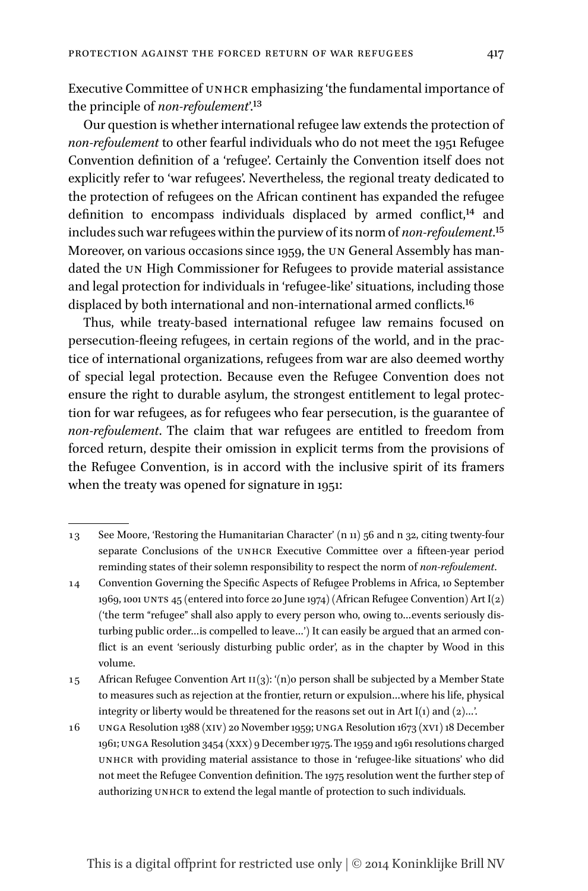Executive Committee of UNHCR emphasizing 'the fundamental importance of the principle of *non-refoulement*'.[13]

Our question is whether international refugee law extends the protection of *non-refoulement* to other fearful individuals who do not meet the 1951 Refugee Convention definition of a 'refugee'. Certainly the Convention itself does not explicitly refer to 'war refugees'. Nevertheless, the regional treaty dedicated to the protection of refugees on the African continent has expanded the refugee definition to encompass individuals displaced by armed conflict,[14] and includes such war refugees within the purview of its norm of *non-refoulement*.[15] Moreover, on various occasions since 1959, the UN General Assembly has mandated the UN High Commissioner for Refugees to provide material assistance and legal protection for individuals in 'refugee-like' situations, including those displaced by both international and non-international armed conflicts.[16]

Thus, while treaty-based international refugee law remains focused on persecution-fleeing refugees, in certain regions of the world, and in the practice of international organizations, refugees from war are also deemed worthy of special legal protection. Because even the Refugee Convention does not ensure the right to durable asylum, the strongest entitlement to legal protection for war refugees, as for refugees who fear persecution, is the guarantee of *non-refoulement*. The claim that war refugees are entitled to freedom from forced return, despite their omission in explicit terms from the provisions of the Refugee Convention, is in accord with the inclusive spirit of its framers when the treaty was opened for signature in 1951:

---

13 See Moore, 'Restoring the Humanitarian Character' (n 11) 56 and n 32, citing twenty-four separate Conclusions of the UNHCR Executive Committee over a fifteen-year period reminding states of their solemn responsibility to respect the norm of *non-refoulement*.

14 Convention Governing the Specific Aspects of Refugee Problems in Africa, 10 September 1969, 1001 UNTS 45 (entered into force 20 June 1974) (African Refugee Convention) Art I(2) ('the term "refugee" shall also apply to every person who, owing to…events seriously disturbing public order…is compelled to leave…') It can easily be argued that an armed conflict is an event 'seriously disturbing public order', as in the chapter by Wood in this volume.

15 African Refugee Convention Art II(3): '(n)o person shall be subjected by a Member State to measures such as rejection at the frontier, return or expulsion…where his life, physical integrity or liberty would be threatened for the reasons set out in Art I(1) and (2)…'.

16 UNGA Resolution 1388 (XIV) 20 November 1959; UNGA Resolution 1673 (XVI) 18 December 1961; UNGA Resolution 3454 (XXX) 9 December 1975. The 1959 and 1961 resolutions charged UNHCR with providing material assistance to those in 'refugee-like situations' who did not meet the Refugee Convention definition. The 1975 resolution went the further step of authorizing UNHCR to extend the legal mantle of protection to such individuals.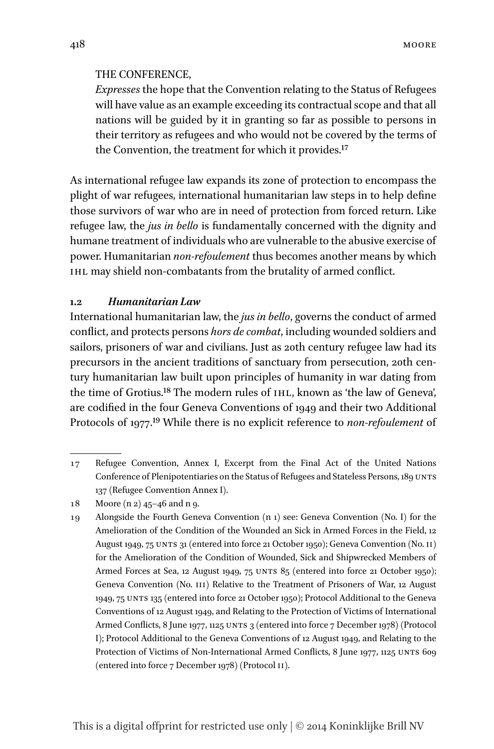THE CONFERENCE,

*Expresses* the hope that the Convention relating to the Status of Refugees will have value as an example exceeding its contractual scope and that all nations will be guided by it in granting so far as possible to persons in their territory as refugees and who would not be covered by the terms of the Convention, the treatment for which it provides.[17]

As international refugee law expands its zone of protection to encompass the plight of war refugees, international humanitarian law steps in to help define those survivors of war who are in need of protection from forced return. Like refugee law, the *jus in bello* is fundamentally concerned with the dignity and humane treatment of individuals who are vulnerable to the abusive exercise of power. Humanitarian *non-refoulement* thus becomes another means by which IHL may shield non-combatants from the brutality of armed conflict.

### 1.2 *Humanitarian Law*

International humanitarian law, the *jus in bello*, governs the conduct of armed conflict, and protects persons *hors de combat*, including wounded soldiers and sailors, prisoners of war and civilians. Just as 20th century refugee law had its precursors in the ancient traditions of sanctuary from persecution, 20th century humanitarian law built upon principles of humanity in war dating from the time of Grotius.[18] The modern rules of IHL, known as 'the law of Geneva', are codified in the four Geneva Conventions of 1949 and their two Additional Protocols of 1977.[19] While there is no explicit reference to *non-refoulement* of

---

17 Refugee Convention, Annex I, Excerpt from the Final Act of the United Nations Conference of Plenipotentiaries on the Status of Refugees and Stateless Persons, 189 UNTS 137 (Refugee Convention Annex I).

18 Moore (n 2) 45–46 and n 9.

19 Alongside the Fourth Geneva Convention (n 1) see: Geneva Convention (No. I) for the Amelioration of the Condition of the Wounded an Sick in Armed Forces in the Field, 12 August 1949, 75 UNTS 31 (entered into force 21 October 1950); Geneva Convention (No. II) for the Amelioration of the Condition of Wounded, Sick and Shipwrecked Members of Armed Forces at Sea, 12 August 1949, 75 UNTS 85 (entered into force 21 October 1950); Geneva Convention (No. III) Relative to the Treatment of Prisoners of War, 12 August 1949, 75 UNTS 135 (entered into force 21 October 1950); Protocol Additional to the Geneva Conventions of 12 August 1949, and Relating to the Protection of Victims of International Armed Conflicts, 8 June 1977, 1125 UNTS 3 (entered into force 7 December 1978) (Protocol I); Protocol Additional to the Geneva Conventions of 12 August 1949, and Relating to the Protection of Victims of Non-International Armed Conflicts, 8 June 1977, 1125 UNTS 609 (entered into force 7 December 1978) (Protocol II).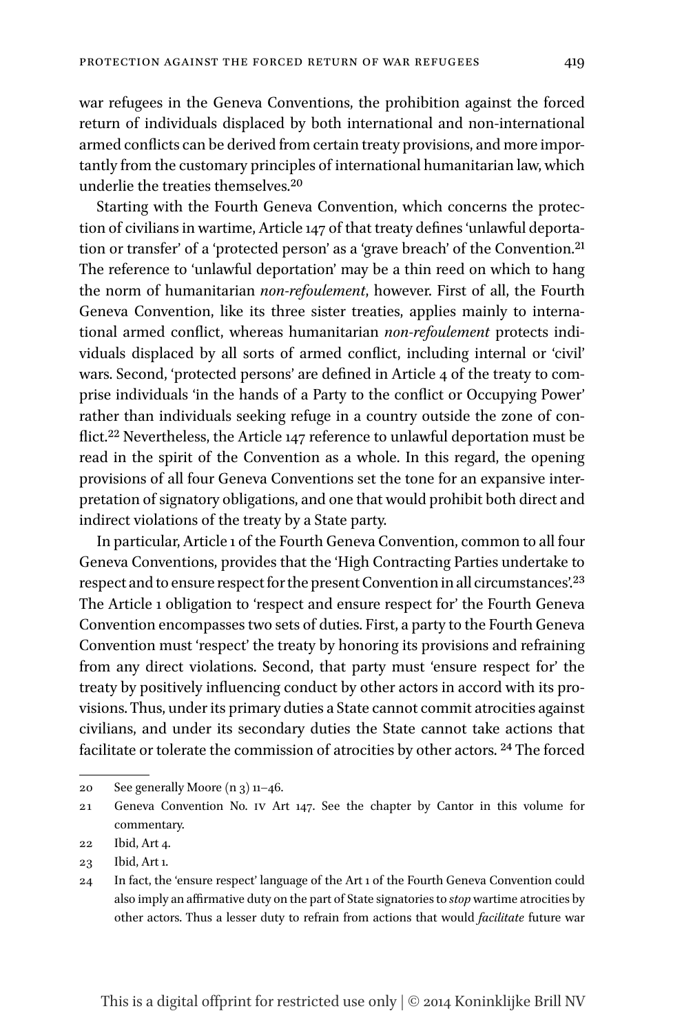war refugees in the Geneva Conventions, the prohibition against the forced return of individuals displaced by both international and non-international armed conflicts can be derived from certain treaty provisions, and more importantly from the customary principles of international humanitarian law, which underlie the treaties themselves.[20]

Starting with the Fourth Geneva Convention, which concerns the protection of civilians in wartime, Article 147 of that treaty defines 'unlawful deportation or transfer' of a 'protected person' as a 'grave breach' of the Convention.[21] The reference to 'unlawful deportation' may be a thin reed on which to hang the norm of humanitarian *non-refoulement*, however. First of all, the Fourth Geneva Convention, like its three sister treaties, applies mainly to international armed conflict, whereas humanitarian *non-refoulement* protects individuals displaced by all sorts of armed conflict, including internal or 'civil' wars. Second, 'protected persons' are defined in Article 4 of the treaty to comprise individuals 'in the hands of a Party to the conflict or Occupying Power' rather than individuals seeking refuge in a country outside the zone of conflict.[22] Nevertheless, the Article 147 reference to unlawful deportation must be read in the spirit of the Convention as a whole. In this regard, the opening provisions of all four Geneva Conventions set the tone for an expansive interpretation of signatory obligations, and one that would prohibit both direct and indirect violations of the treaty by a State party.

In particular, Article 1 of the Fourth Geneva Convention, common to all four Geneva Conventions, provides that the 'High Contracting Parties undertake to respect and to ensure respect for the present Convention in all circumstances'.[23] The Article 1 obligation to 'respect and ensure respect for' the Fourth Geneva Convention encompasses two sets of duties. First, a party to the Fourth Geneva Convention must 'respect' the treaty by honoring its provisions and refraining from any direct violations. Second, that party must 'ensure respect for' the treaty by positively influencing conduct by other actors in accord with its provisions. Thus, under its primary duties a State cannot commit atrocities against civilians, and under its secondary duties the State cannot take actions that facilitate or tolerate the commission of atrocities by other actors. [24] The forced

---

20 See generally Moore (n 3) 11–46.

21 Geneva Convention No. IV Art 147. See the chapter by Cantor in this volume for commentary.

22 Ibid, Art 4.

23 Ibid, Art 1.

24 In fact, the 'ensure respect' language of the Art 1 of the Fourth Geneva Convention could also imply an affirmative duty on the part of State signatories to *stop* wartime atrocities by other actors. Thus a lesser duty to refrain from actions that would *facilitate* future war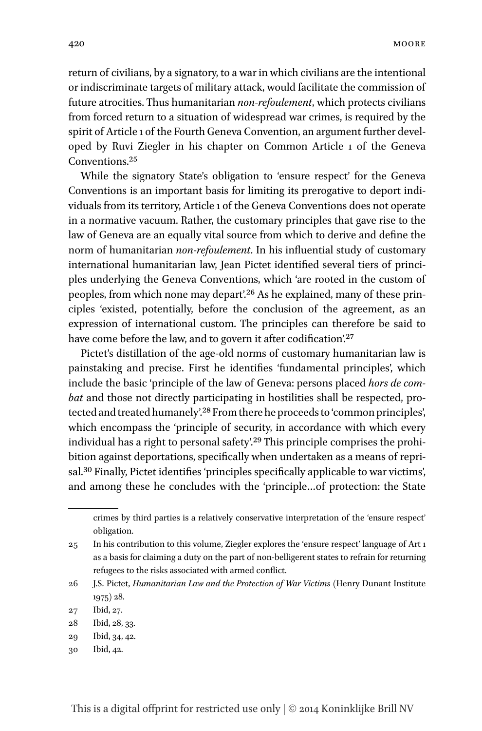return of civilians, by a signatory, to a war in which civilians are the intentional or indiscriminate targets of military attack, would facilitate the commission of future atrocities. Thus humanitarian *non-refoulement*, which protects civilians from forced return to a situation of widespread war crimes, is required by the spirit of Article 1 of the Fourth Geneva Convention, an argument further developed by Ruvi Ziegler in his chapter on Common Article 1 of the Geneva Conventions.[25]

While the signatory State's obligation to 'ensure respect' for the Geneva Conventions is an important basis for limiting its prerogative to deport individuals from its territory, Article 1 of the Geneva Conventions does not operate in a normative vacuum. Rather, the customary principles that gave rise to the law of Geneva are an equally vital source from which to derive and define the norm of humanitarian *non-refoulement*. In his influential study of customary international humanitarian law, Jean Pictet identified several tiers of principles underlying the Geneva Conventions, which 'are rooted in the custom of peoples, from which none may depart'.[26] As he explained, many of these principles 'existed, potentially, before the conclusion of the agreement, as an expression of international custom. The principles can therefore be said to have come before the law, and to govern it after codification'.[27]

Pictet's distillation of the age-old norms of customary humanitarian law is painstaking and precise. First he identifies 'fundamental principles', which include the basic 'principle of the law of Geneva: persons placed *hors de combat* and those not directly participating in hostilities shall be respected, protected and treated humanely'.[28] From there he proceeds to 'common principles', which encompass the 'principle of security, in accordance with which every individual has a right to personal safety'.[29] This principle comprises the prohibition against deportations, specifically when undertaken as a means of reprisal.[30] Finally, Pictet identifies 'principles specifically applicable to war victims', and among these he concludes with the 'principle…of protection: the State

---

crimes by third parties is a relatively conservative interpretation of the 'ensure respect' obligation.

25 In his contribution to this volume, Ziegler explores the 'ensure respect' language of Art 1 as a basis for claiming a duty on the part of non-belligerent states to refrain for returning refugees to the risks associated with armed conflict.

26 J.S. Pictet, *Humanitarian Law and the Protection of War Victims* (Henry Dunant Institute 1975) 28.

27 Ibid, 27.

28 Ibid, 28, 33.

29 Ibid, 34, 42.

30 Ibid, 42.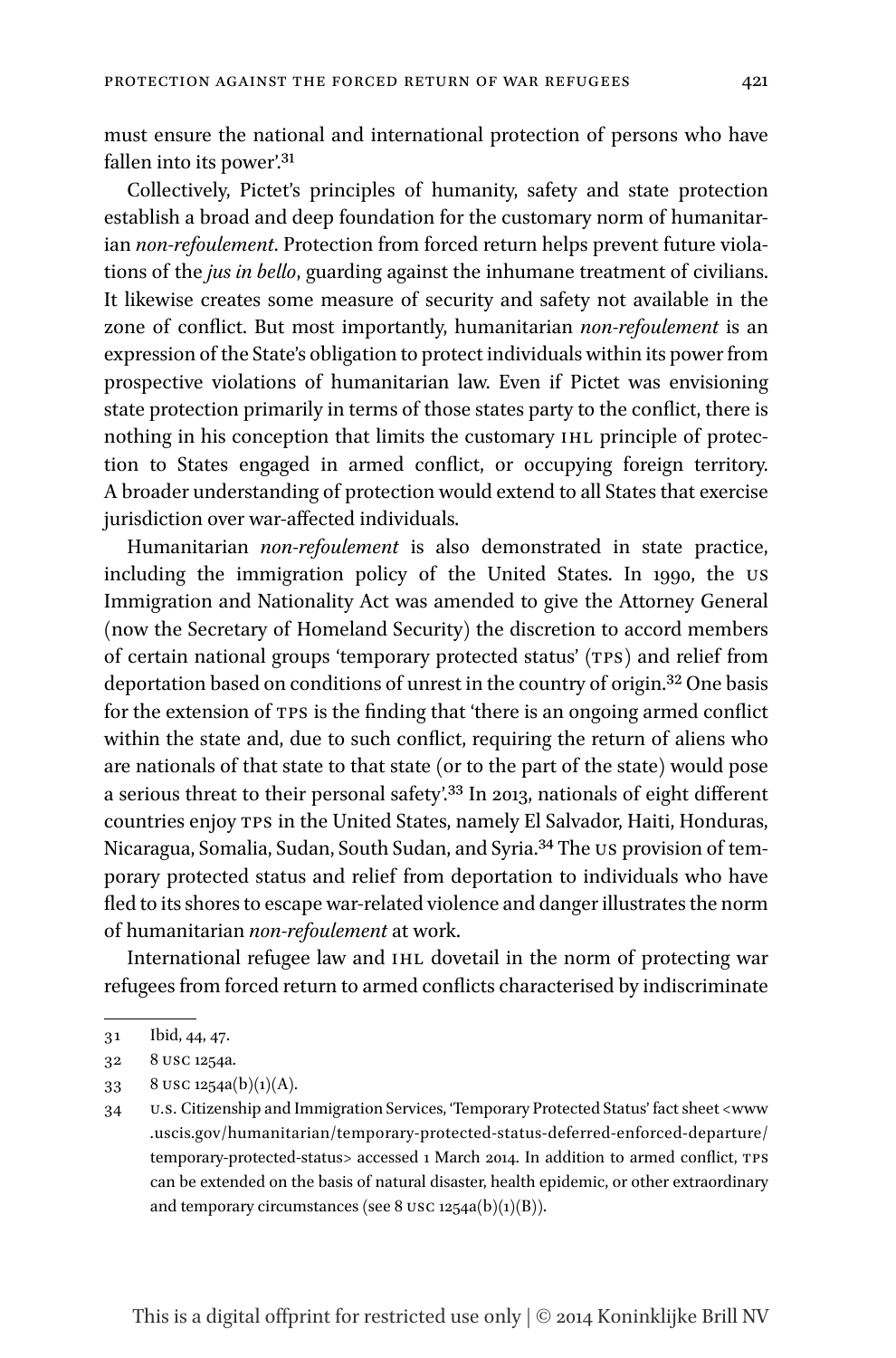must ensure the national and international protection of persons who have fallen into its power'.[31]

Collectively, Pictet's principles of humanity, safety and state protection establish a broad and deep foundation for the customary norm of humanitarian *non-refoulement*. Protection from forced return helps prevent future violations of the *jus in bello*, guarding against the inhumane treatment of civilians. It likewise creates some measure of security and safety not available in the zone of conflict. But most importantly, humanitarian *non-refoulement* is an expression of the State's obligation to protect individuals within its power from prospective violations of humanitarian law. Even if Pictet was envisioning state protection primarily in terms of those states party to the conflict, there is nothing in his conception that limits the customary IHL principle of protection to States engaged in armed conflict, or occupying foreign territory. A broader understanding of protection would extend to all States that exercise jurisdiction over war-affected individuals.

Humanitarian *non-refoulement* is also demonstrated in state practice, including the immigration policy of the United States. In 1990, the US Immigration and Nationality Act was amended to give the Attorney General (now the Secretary of Homeland Security) the discretion to accord members of certain national groups 'temporary protected status' (TPS) and relief from deportation based on conditions of unrest in the country of origin.[32] One basis for the extension of TPS is the finding that 'there is an ongoing armed conflict within the state and, due to such conflict, requiring the return of aliens who are nationals of that state to that state (or to the part of the state) would pose a serious threat to their personal safety'.[33] In 2013, nationals of eight different countries enjoy TPS in the United States, namely El Salvador, Haiti, Honduras, Nicaragua, Somalia, Sudan, South Sudan, and Syria.[34] The US provision of temporary protected status and relief from deportation to individuals who have fled to its shores to escape war-related violence and danger illustrates the norm of humanitarian *non-refoulement* at work.

International refugee law and IHL dovetail in the norm of protecting war refugees from forced return to armed conflicts characterised by indiscriminate

---

31 Ibid, 44, 47.

32 8 USC 1254a.

33 8 USC 1254a(b)(1)(A).

34 U.S. Citizenship and Immigration Services, 'Temporary Protected Status' fact sheet <www.uscis.gov/humanitarian/temporary-protected-status-deferred-enforced-departure/temporary-protected-status> accessed 1 March 2014. In addition to armed conflict, TPS can be extended on the basis of natural disaster, health epidemic, or other extraordinary and temporary circumstances (see 8 USC 1254a(b)(1)(B)).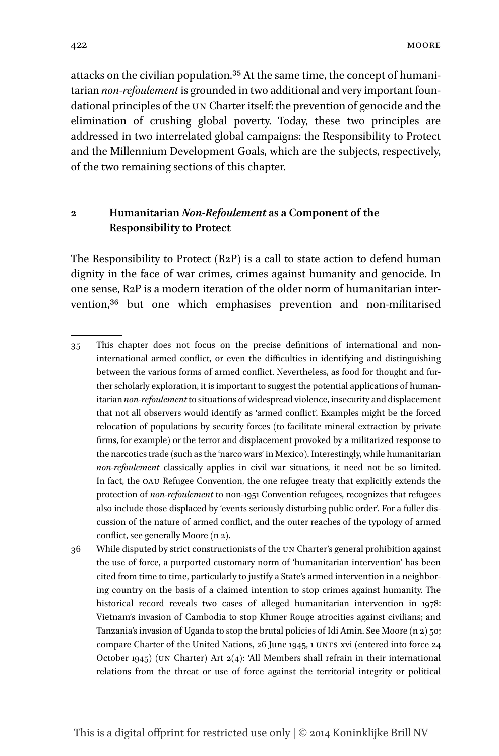attacks on the civilian population.[35] At the same time, the concept of humanitarian *non-refoulement* is grounded in two additional and very important foundational principles of the UN Charter itself: the prevention of genocide and the elimination of crushing global poverty. Today, these two principles are addressed in two interrelated global campaigns: the Responsibility to Protect and the Millennium Development Goals, which are the subjects, respectively, of the two remaining sections of this chapter.

## 2 Humanitarian *Non-Refoulement* as a Component of the Responsibility to Protect

The Responsibility to Protect (R2P) is a call to state action to defend human dignity in the face of war crimes, crimes against humanity and genocide. In one sense, R2P is a modern iteration of the older norm of humanitarian intervention,[36] but one which emphasises prevention and non-militarised

---

35 This chapter does not focus on the precise definitions of international and non-international armed conflict, or even the difficulties in identifying and distinguishing between the various forms of armed conflict. Nevertheless, as food for thought and further scholarly exploration, it is important to suggest the potential applications of humanitarian *non-refoulement* to situations of widespread violence, insecurity and displacement that not all observers would identify as 'armed conflict'. Examples might be the forced relocation of populations by security forces (to facilitate mineral extraction by private firms, for example) or the terror and displacement provoked by a militarized response to the narcotics trade (such as the 'narco wars' in Mexico). Interestingly, while humanitarian *non-refoulement* classically applies in civil war situations, it need not be so limited. In fact, the OAU Refugee Convention, the one refugee treaty that explicitly extends the protection of *non-refoulement* to non-1951 Convention refugees, recognizes that refugees also include those displaced by 'events seriously disturbing public order'. For a fuller discussion of the nature of armed conflict, and the outer reaches of the typology of armed conflict, see generally Moore (n 2).

36 While disputed by strict constructionists of the UN Charter's general prohibition against the use of force, a purported customary norm of 'humanitarian intervention' has been cited from time to time, particularly to justify a State's armed intervention in a neighboring country on the basis of a claimed intention to stop crimes against humanity. The historical record reveals two cases of alleged humanitarian intervention in 1978: Vietnam's invasion of Cambodia to stop Khmer Rouge atrocities against civilians; and Tanzania's invasion of Uganda to stop the brutal policies of Idi Amin. See Moore (n 2) 50; compare Charter of the United Nations, 26 June 1945, 1 UNTS xvi (entered into force 24 October 1945) (UN Charter) Art 2(4): 'All Members shall refrain in their international relations from the threat or use of force against the territorial integrity or political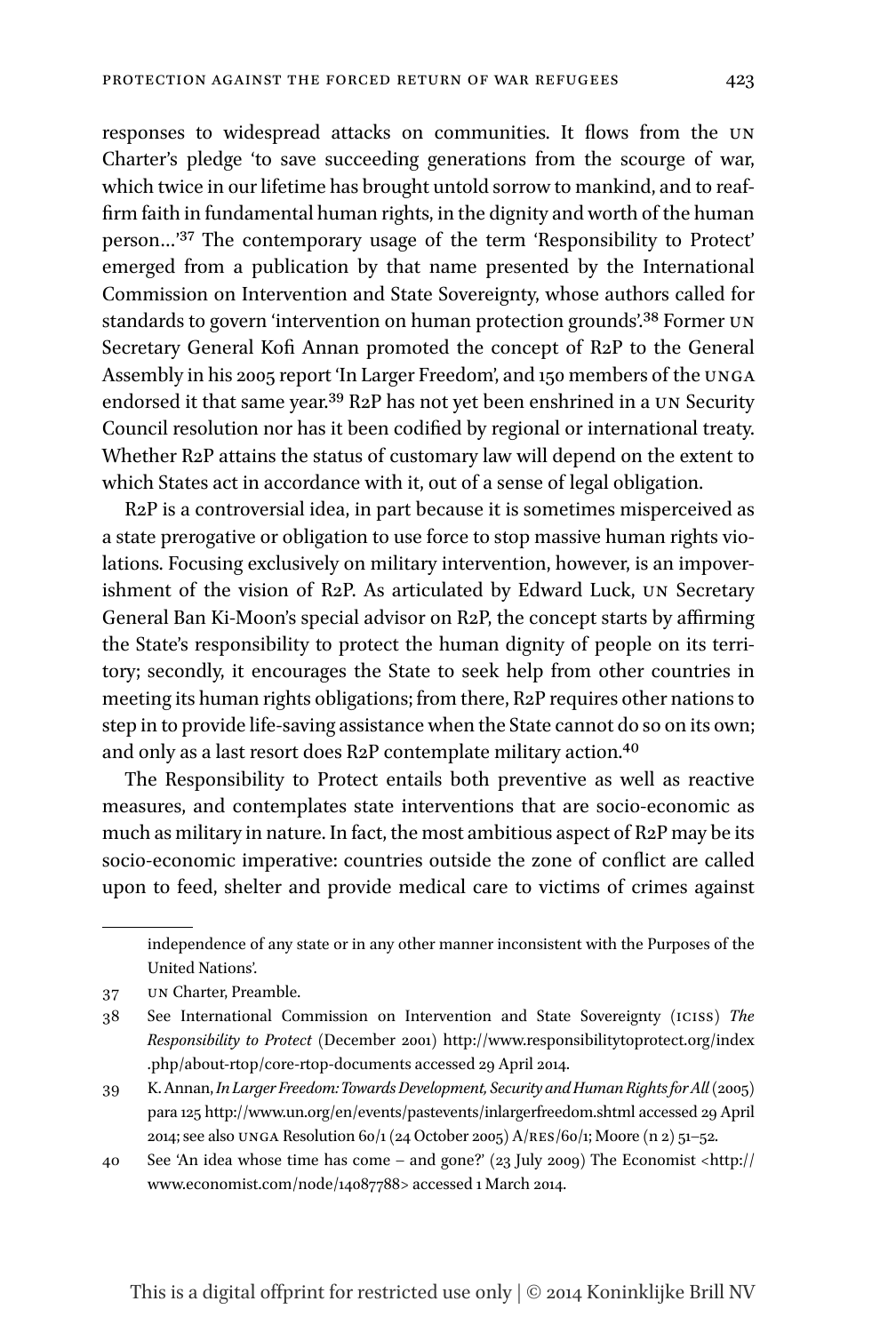responses to widespread attacks on communities. It flows from the UN Charter's pledge 'to save succeeding generations from the scourge of war, which twice in our lifetime has brought untold sorrow to mankind, and to reaffirm faith in fundamental human rights, in the dignity and worth of the human person…'[37] The contemporary usage of the term 'Responsibility to Protect' emerged from a publication by that name presented by the International Commission on Intervention and State Sovereignty, whose authors called for standards to govern 'intervention on human protection grounds'.[38] Former UN Secretary General Kofi Annan promoted the concept of R2P to the General Assembly in his 2005 report 'In Larger Freedom', and 150 members of the UNGA endorsed it that same year.[39] R2P has not yet been enshrined in a UN Security Council resolution nor has it been codified by regional or international treaty. Whether R2P attains the status of customary law will depend on the extent to which States act in accordance with it, out of a sense of legal obligation.

R2P is a controversial idea, in part because it is sometimes misperceived as a state prerogative or obligation to use force to stop massive human rights violations. Focusing exclusively on military intervention, however, is an impoverishment of the vision of R2P. As articulated by Edward Luck, UN Secretary General Ban Ki-Moon's special advisor on R2P, the concept starts by affirming the State's responsibility to protect the human dignity of people on its territory; secondly, it encourages the State to seek help from other countries in meeting its human rights obligations; from there, R2P requires other nations to step in to provide life-saving assistance when the State cannot do so on its own; and only as a last resort does R2P contemplate military action.[40]

The Responsibility to Protect entails both preventive as well as reactive measures, and contemplates state interventions that are socio-economic as much as military in nature. In fact, the most ambitious aspect of R2P may be its socio-economic imperative: countries outside the zone of conflict are called upon to feed, shelter and provide medical care to victims of crimes against

---

independence of any state or in any other manner inconsistent with the Purposes of the United Nations'.

37 UN Charter, Preamble.

38 See International Commission on Intervention and State Sovereignty (ICISS) *The Responsibility to Protect* (December 2001) http://www.responsibilitytoprotect.org/index.php/about-rtop/core-rtop-documents accessed 29 April 2014.

39 K. Annan, *In Larger Freedom: Towards Development, Security and Human Rights for All* (2005) para 125 http://www.un.org/en/events/pastevents/inlargerfreedom.shtml accessed 29 April 2014; see also UNGA Resolution 60/1 (24 October 2005) A/RES/60/1; Moore (n 2) 51–52.

40 See 'An idea whose time has come – and gone?' (23 July 2009) The Economist <http://www.economist.com/node/14087788> accessed 1 March 2014.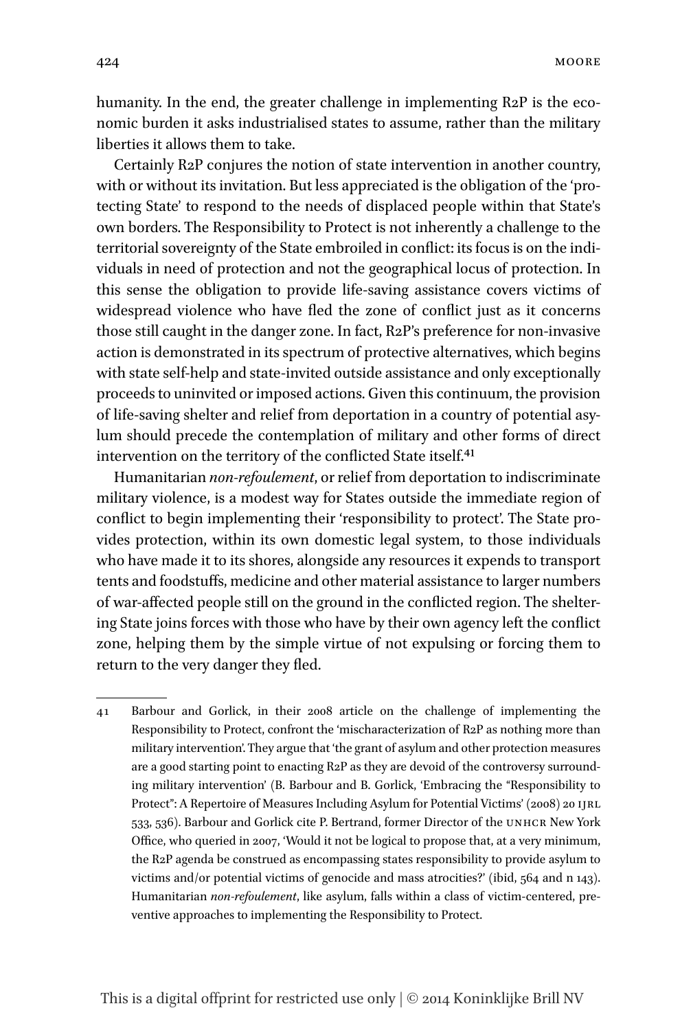humanity. In the end, the greater challenge in implementing R2P is the economic burden it asks industrialised states to assume, rather than the military liberties it allows them to take.

Certainly R2P conjures the notion of state intervention in another country, with or without its invitation. But less appreciated is the obligation of the 'protecting State' to respond to the needs of displaced people within that State's own borders. The Responsibility to Protect is not inherently a challenge to the territorial sovereignty of the State embroiled in conflict: its focus is on the individuals in need of protection and not the geographical locus of protection. In this sense the obligation to provide life-saving assistance covers victims of widespread violence who have fled the zone of conflict just as it concerns those still caught in the danger zone. In fact, R2P's preference for non-invasive action is demonstrated in its spectrum of protective alternatives, which begins with state self-help and state-invited outside assistance and only exceptionally proceeds to uninvited or imposed actions. Given this continuum, the provision of life-saving shelter and relief from deportation in a country of potential asylum should precede the contemplation of military and other forms of direct intervention on the territory of the conflicted State itself.[41]

Humanitarian *non-refoulement*, or relief from deportation to indiscriminate military violence, is a modest way for States outside the immediate region of conflict to begin implementing their 'responsibility to protect'. The State provides protection, within its own domestic legal system, to those individuals who have made it to its shores, alongside any resources it expends to transport tents and foodstuffs, medicine and other material assistance to larger numbers of war-affected people still on the ground in the conflicted region. The sheltering State joins forces with those who have by their own agency left the conflict zone, helping them by the simple virtue of not expulsing or forcing them to return to the very danger they fled.

---

41 Barbour and Gorlick, in their 2008 article on the challenge of implementing the Responsibility to Protect, confront the 'mischaracterization of R2P as nothing more than military intervention'. They argue that 'the grant of asylum and other protection measures are a good starting point to enacting R2P as they are devoid of the controversy surrounding military intervention' (B. Barbour and B. Gorlick, 'Embracing the "Responsibility to Protect": A Repertoire of Measures Including Asylum for Potential Victims' (2008) 20 IJRL 533, 536). Barbour and Gorlick cite P. Bertrand, former Director of the UNHCR New York Office, who queried in 2007, 'Would it not be logical to propose that, at a very minimum, the R2P agenda be construed as encompassing states responsibility to provide asylum to victims and/or potential victims of genocide and mass atrocities?' (ibid, 564 and n 143). Humanitarian *non-refoulement*, like asylum, falls within a class of victim-centered, preventive approaches to implementing the Responsibility to Protect.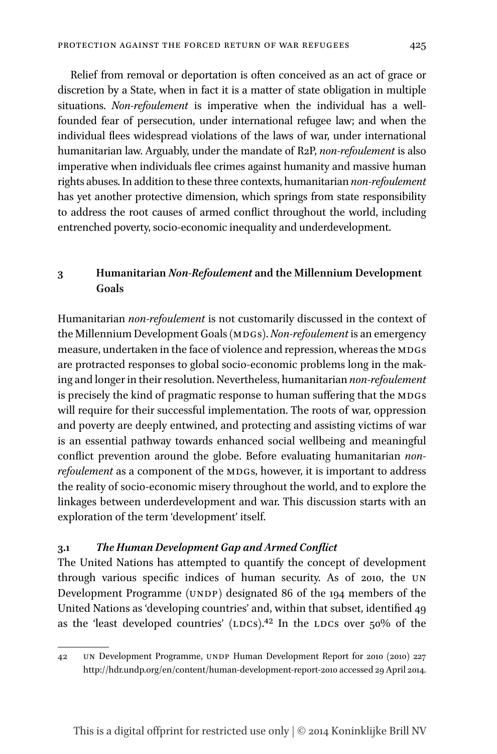Relief from removal or deportation is often conceived as an act of grace or discretion by a State, when in fact it is a matter of state obligation in multiple situations. *Non-refoulement* is imperative when the individual has a well-founded fear of persecution, under international refugee law; and when the individual flees widespread violations of the laws of war, under international humanitarian law. Arguably, under the mandate of R2P, *non-refoulement* is also imperative when individuals flee crimes against humanity and massive human rights abuses. In addition to these three contexts, humanitarian *non-refoulement* has yet another protective dimension, which springs from state responsibility to address the root causes of armed conflict throughout the world, including entrenched poverty, socio-economic inequality and underdevelopment.

## 3 Humanitarian *Non-Refoulement* and the Millennium Development Goals

Humanitarian *non-refoulement* is not customarily discussed in the context of the Millennium Development Goals (MDGs). *Non-refoulement* is an emergency measure, undertaken in the face of violence and repression, whereas the MDGs are protracted responses to global socio-economic problems long in the making and longer in their resolution. Nevertheless, humanitarian *non-refoulement* is precisely the kind of pragmatic response to human suffering that the MDGs will require for their successful implementation. The roots of war, oppression and poverty are deeply entwined, and protecting and assisting victims of war is an essential pathway towards enhanced social wellbeing and meaningful conflict prevention around the globe. Before evaluating humanitarian *non-refoulement* as a component of the MDGs, however, it is important to address the reality of socio-economic misery throughout the world, and to explore the linkages between underdevelopment and war. This discussion starts with an exploration of the term 'development' itself.

### 3.1 *The Human Development Gap and Armed Conflict*

The United Nations has attempted to quantify the concept of development through various specific indices of human security. As of 2010, the UN Development Programme (UNDP) designated 86 of the 194 members of the United Nations as 'developing countries' and, within that subset, identified 49 as the 'least developed countries' (LDCs).[42] In the LDCs over 50% of the

---

42 UN Development Programme, UNDP Human Development Report for 2010 (2010) 227 http://hdr.undp.org/en/content/human-development-report-2010 accessed 29 April 2014.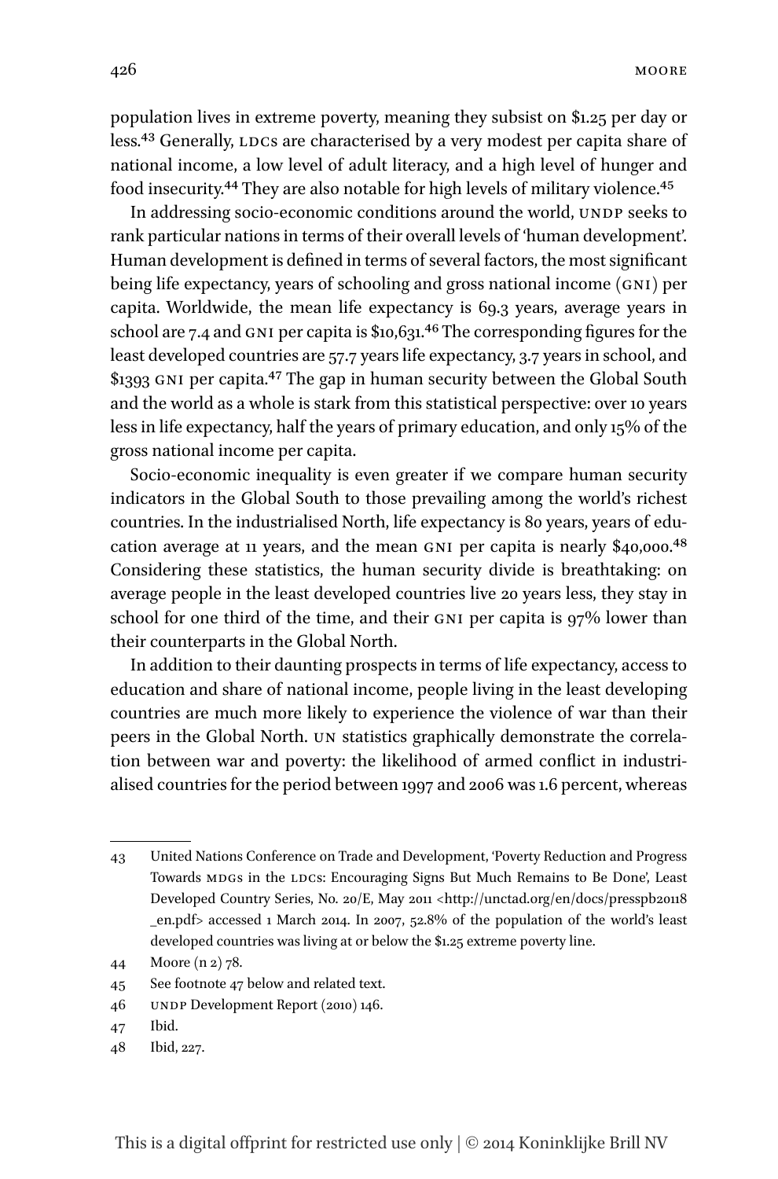population lives in extreme poverty, meaning they subsist on $1.25 per day or less.[43] Generally, LDCs are characterised by a very modest per capita share of national income, a low level of adult literacy, and a high level of hunger and food insecurity.[44] They are also notable for high levels of military violence.[45]

In addressing socio-economic conditions around the world, UNDP seeks to rank particular nations in terms of their overall levels of 'human development'. Human development is defined in terms of several factors, the most significant being life expectancy, years of schooling and gross national income (GNI) per capita. Worldwide, the mean life expectancy is 69.3 years, average years in school are 7.4 and GNI per capita is $10,631.[46] The corresponding figures for the least developed countries are 57.7 years life expectancy, 3.7 years in school, and $1393 GNI per capita.[47] The gap in human security between the Global South and the world as a whole is stark from this statistical perspective: over 10 years less in life expectancy, half the years of primary education, and only 15% of the gross national income per capita.

Socio-economic inequality is even greater if we compare human security indicators in the Global South to those prevailing among the world's richest countries. In the industrialised North, life expectancy is 80 years, years of education average at 11 years, and the mean GNI per capita is nearly $40,000.[48] Considering these statistics, the human security divide is breathtaking: on average people in the least developed countries live 20 years less, they stay in school for one third of the time, and their GNI per capita is 97% lower than their counterparts in the Global North.

In addition to their daunting prospects in terms of life expectancy, access to education and share of national income, people living in the least developing countries are much more likely to experience the violence of war than their peers in the Global North. UN statistics graphically demonstrate the correlation between war and poverty: the likelihood of armed conflict in industrialised countries for the period between 1997 and 2006 was 1.6 percent, whereas

---

43 United Nations Conference on Trade and Development, 'Poverty Reduction and Progress Towards MDGs in the LDCs: Encouraging Signs But Much Remains to Be Done', Least Developed Country Series, No. 20/E, May 2011 <http://unctad.org/en/docs/presspb20118_en.pdf> accessed 1 March 2014. In 2007, 52.8% of the population of the world's least developed countries was living at or below the $1.25 extreme poverty line.

44 Moore (n 2) 78.

45 See footnote 47 below and related text.

46 UNDP Development Report (2010) 146.

47 Ibid.

48 Ibid, 227.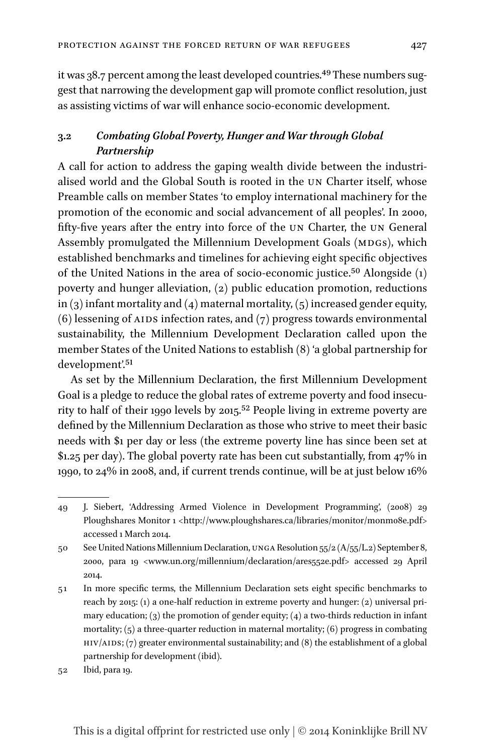it was 38.7 percent among the least developed countries.[49] These numbers suggest that narrowing the development gap will promote conflict resolution, just as assisting victims of war will enhance socio-economic development.

### 3.2 *Combating Global Poverty, Hunger and War through Global Partnership*

A call for action to address the gaping wealth divide between the industrialised world and the Global South is rooted in the UN Charter itself, whose Preamble calls on member States 'to employ international machinery for the promotion of the economic and social advancement of all peoples'. In 2000, fifty-five years after the entry into force of the UN Charter, the UN General Assembly promulgated the Millennium Development Goals (MDGs), which established benchmarks and timelines for achieving eight specific objectives of the United Nations in the area of socio-economic justice.[50] Alongside (1) poverty and hunger alleviation, (2) public education promotion, reductions in (3) infant mortality and (4) maternal mortality, (5) increased gender equity, (6) lessening of AIDS infection rates, and (7) progress towards environmental sustainability, the Millennium Development Declaration called upon the member States of the United Nations to establish (8) 'a global partnership for development'.[51]

As set by the Millennium Declaration, the first Millennium Development Goal is a pledge to reduce the global rates of extreme poverty and food insecurity to half of their 1990 levels by 2015.[52] People living in extreme poverty are defined by the Millennium Declaration as those who strive to meet their basic needs with $1 per day or less (the extreme poverty line has since been set at $1.25 per day). The global poverty rate has been cut substantially, from 47% in 1990, to 24% in 2008, and, if current trends continue, will be at just below 16%

---

49 J. Siebert, 'Addressing Armed Violence in Development Programming', (2008) 29 Ploughshares Monitor 1 <http://www.ploughshares.ca/libraries/monitor/monm08e.pdf> accessed 1 March 2014.

50 See United Nations Millennium Declaration, UNGA Resolution 55/2 (A/55/L.2) September 8, 2000, para 19 <www.un.org/millennium/declaration/ares552e.pdf> accessed 29 April 2014.

51 In more specific terms, the Millennium Declaration sets eight specific benchmarks to reach by 2015: (1) a one-half reduction in extreme poverty and hunger: (2) universal primary education; (3) the promotion of gender equity; (4) a two-thirds reduction in infant mortality; (5) a three-quarter reduction in maternal mortality; (6) progress in combating HIV/AIDS; (7) greater environmental sustainability; and (8) the establishment of a global partnership for development (ibid).

52 Ibid, para 19.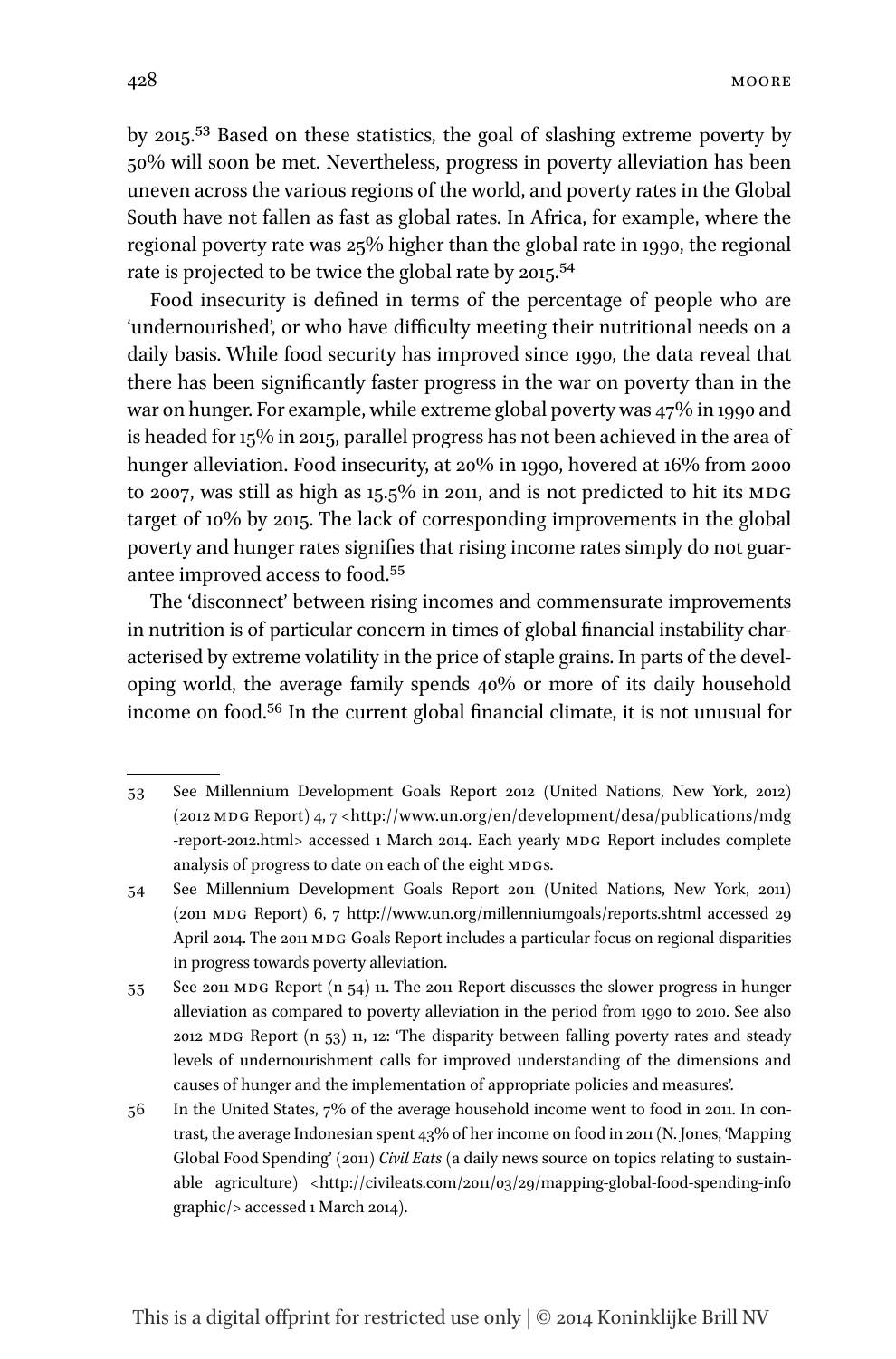by 2015.[53] Based on these statistics, the goal of slashing extreme poverty by 50% will soon be met. Nevertheless, progress in poverty alleviation has been uneven across the various regions of the world, and poverty rates in the Global South have not fallen as fast as global rates. In Africa, for example, where the regional poverty rate was 25% higher than the global rate in 1990, the regional rate is projected to be twice the global rate by 2015.[54]

Food insecurity is defined in terms of the percentage of people who are 'undernourished', or who have difficulty meeting their nutritional needs on a daily basis. While food security has improved since 1990, the data reveal that there has been significantly faster progress in the war on poverty than in the war on hunger. For example, while extreme global poverty was 47% in 1990 and is headed for 15% in 2015, parallel progress has not been achieved in the area of hunger alleviation. Food insecurity, at 20% in 1990, hovered at 16% from 2000 to 2007, was still as high as 15.5% in 2011, and is not predicted to hit its MDG target of 10% by 2015. The lack of corresponding improvements in the global poverty and hunger rates signifies that rising income rates simply do not guarantee improved access to food.[55]

The 'disconnect' between rising incomes and commensurate improvements in nutrition is of particular concern in times of global financial instability characterised by extreme volatility in the price of staple grains. In parts of the developing world, the average family spends 40% or more of its daily household income on food.[56] In the current global financial climate, it is not unusual for

---

53 See Millennium Development Goals Report 2012 (United Nations, New York, 2012) (2012 MDG Report) 4, 7 <http://www.un.org/en/development/desa/publications/mdg-report-2012.html> accessed 1 March 2014. Each yearly MDG Report includes complete analysis of progress to date on each of the eight MDGs.

54 See Millennium Development Goals Report 2011 (United Nations, New York, 2011) (2011 MDG Report) 6, 7 http://www.un.org/millenniumgoals/reports.shtml accessed 29 April 2014. The 2011 MDG Goals Report includes a particular focus on regional disparities in progress towards poverty alleviation.

55 See 2011 MDG Report (n 54) 11. The 2011 Report discusses the slower progress in hunger alleviation as compared to poverty alleviation in the period from 1990 to 2010. See also 2012 MDG Report (n 53) 11, 12: 'The disparity between falling poverty rates and steady levels of undernourishment calls for improved understanding of the dimensions and causes of hunger and the implementation of appropriate policies and measures'.

56 In the United States, 7% of the average household income went to food in 2011. In contrast, the average Indonesian spent 43% of her income on food in 2011 (N. Jones, 'Mapping Global Food Spending' (2011) *Civil Eats* (a daily news source on topics relating to sustainable agriculture) <http://civileats.com/2011/03/29/mapping-global-food-spending-infographic/> accessed 1 March 2014).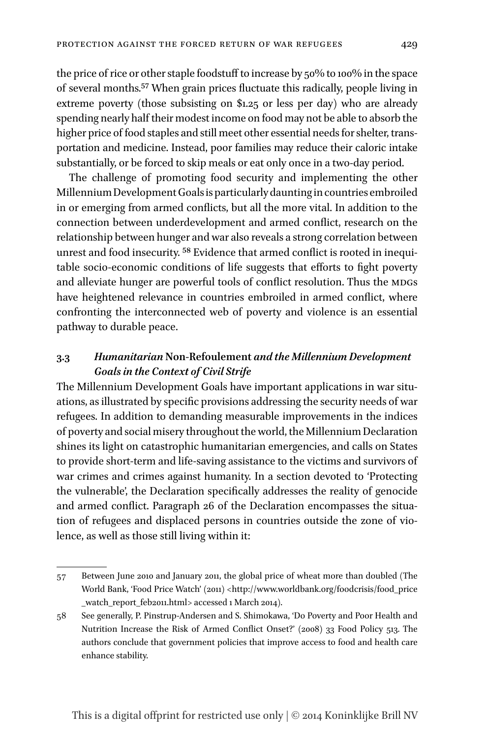the price of rice or other staple foodstuff to increase by 50% to 100% in the space of several months.[57] When grain prices fluctuate this radically, people living in extreme poverty (those subsisting on $1.25 or less per day) who are already spending nearly half their modest income on food may not be able to absorb the higher price of food staples and still meet other essential needs for shelter, transportation and medicine. Instead, poor families may reduce their caloric intake substantially, or be forced to skip meals or eat only once in a two-day period.

The challenge of promoting food security and implementing the other Millennium Development Goals is particularly daunting in countries embroiled in or emerging from armed conflicts, but all the more vital. In addition to the connection between underdevelopment and armed conflict, research on the relationship between hunger and war also reveals a strong correlation between unrest and food insecurity. [58] Evidence that armed conflict is rooted in inequitable socio-economic conditions of life suggests that efforts to fight poverty and alleviate hunger are powerful tools of conflict resolution. Thus the MDGs have heightened relevance in countries embroiled in armed conflict, where confronting the interconnected web of poverty and violence is an essential pathway to durable peace.

### 3.3 *Humanitarian* **Non-Refoulement** *and the Millennium Development Goals in the Context of Civil Strife*

The Millennium Development Goals have important applications in war situations, as illustrated by specific provisions addressing the security needs of war refugees. In addition to demanding measurable improvements in the indices of poverty and social misery throughout the world, the Millennium Declaration shines its light on catastrophic humanitarian emergencies, and calls on States to provide short-term and life-saving assistance to the victims and survivors of war crimes and crimes against humanity. In a section devoted to 'Protecting the vulnerable', the Declaration specifically addresses the reality of genocide and armed conflict. Paragraph 26 of the Declaration encompasses the situation of refugees and displaced persons in countries outside the zone of violence, as well as those still living within it:

---

57 Between June 2010 and January 2011, the global price of wheat more than doubled (The World Bank, 'Food Price Watch' (2011) <http://www.worldbank.org/foodcrisis/food_price_watch_report_feb2011.html> accessed 1 March 2014).

58 See generally, P. Pinstrup-Andersen and S. Shimokawa, 'Do Poverty and Poor Health and Nutrition Increase the Risk of Armed Conflict Onset?' (2008) 33 Food Policy 513. The authors conclude that government policies that improve access to food and health care enhance stability.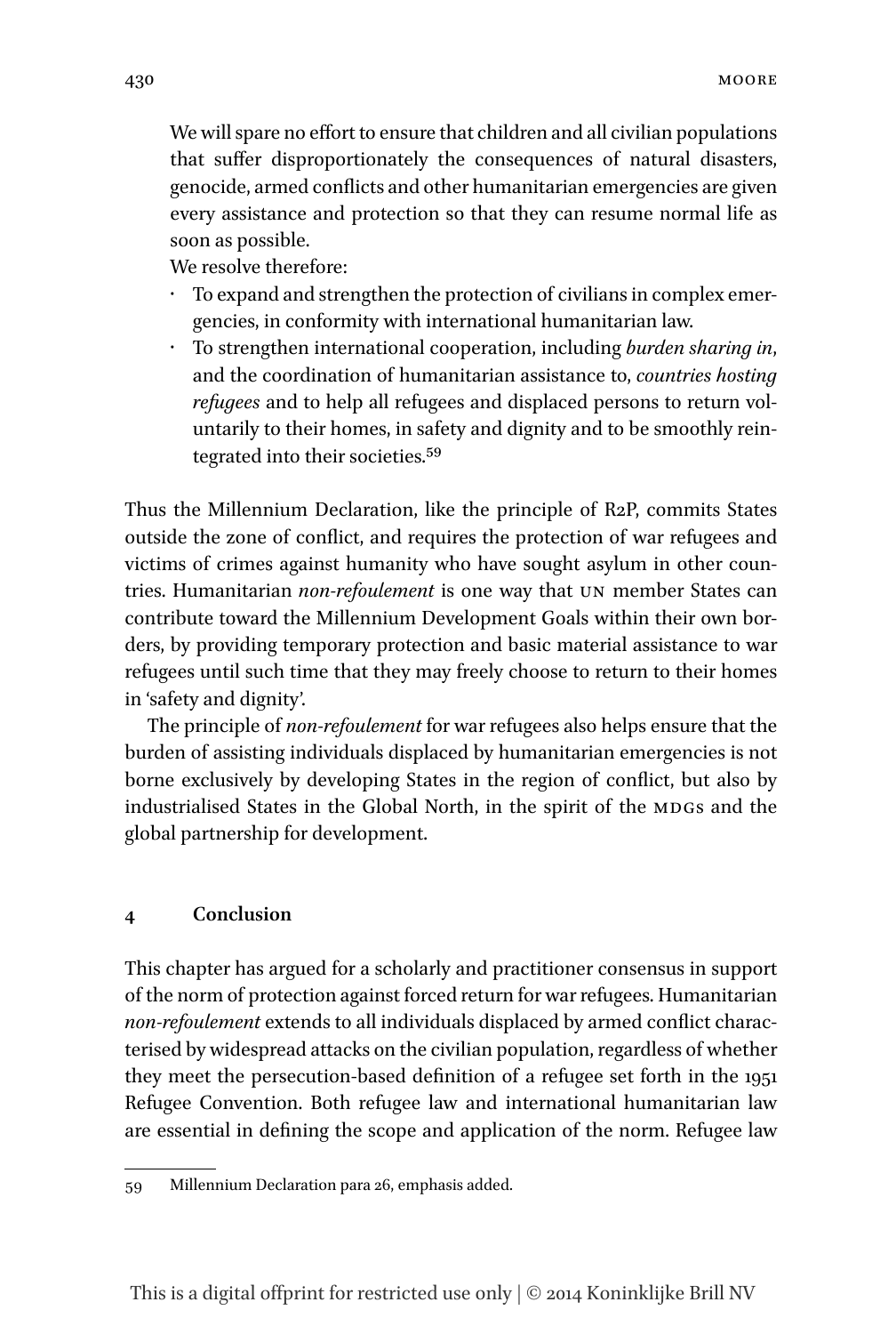> We will spare no effort to ensure that children and all civilian populations that suffer disproportionately the consequences of natural disasters, genocide, armed conflicts and other humanitarian emergencies are given every assistance and protection so that they can resume normal life as soon as possible.
>
> We resolve therefore:
>
> - To expand and strengthen the protection of civilians in complex emergencies, in conformity with international humanitarian law.
> - To strengthen international cooperation, including *burden sharing in*, and the coordination of humanitarian assistance to, *countries hosting refugees* and to help all refugees and displaced persons to return voluntarily to their homes, in safety and dignity and to be smoothly reintegrated into their societies.[59]

Thus the Millennium Declaration, like the principle of R2P, commits States outside the zone of conflict, and requires the protection of war refugees and victims of crimes against humanity who have sought asylum in other countries. Humanitarian *non-refoulement* is one way that UN member States can contribute toward the Millennium Development Goals within their own borders, by providing temporary protection and basic material assistance to war refugees until such time that they may freely choose to return to their homes in 'safety and dignity'.

The principle of *non-refoulement* for war refugees also helps ensure that the burden of assisting individuals displaced by humanitarian emergencies is not borne exclusively by developing States in the region of conflict, but also by industrialised States in the Global North, in the spirit of the MDGs and the global partnership for development.

## 4 Conclusion

This chapter has argued for a scholarly and practitioner consensus in support of the norm of protection against forced return for war refugees. Humanitarian *non-refoulement* extends to all individuals displaced by armed conflict characterised by widespread attacks on the civilian population, regardless of whether they meet the persecution-based definition of a refugee set forth in the 1951 Refugee Convention. Both refugee law and international humanitarian law are essential in defining the scope and application of the norm. Refugee law

---

59 Millennium Declaration para 26, emphasis added.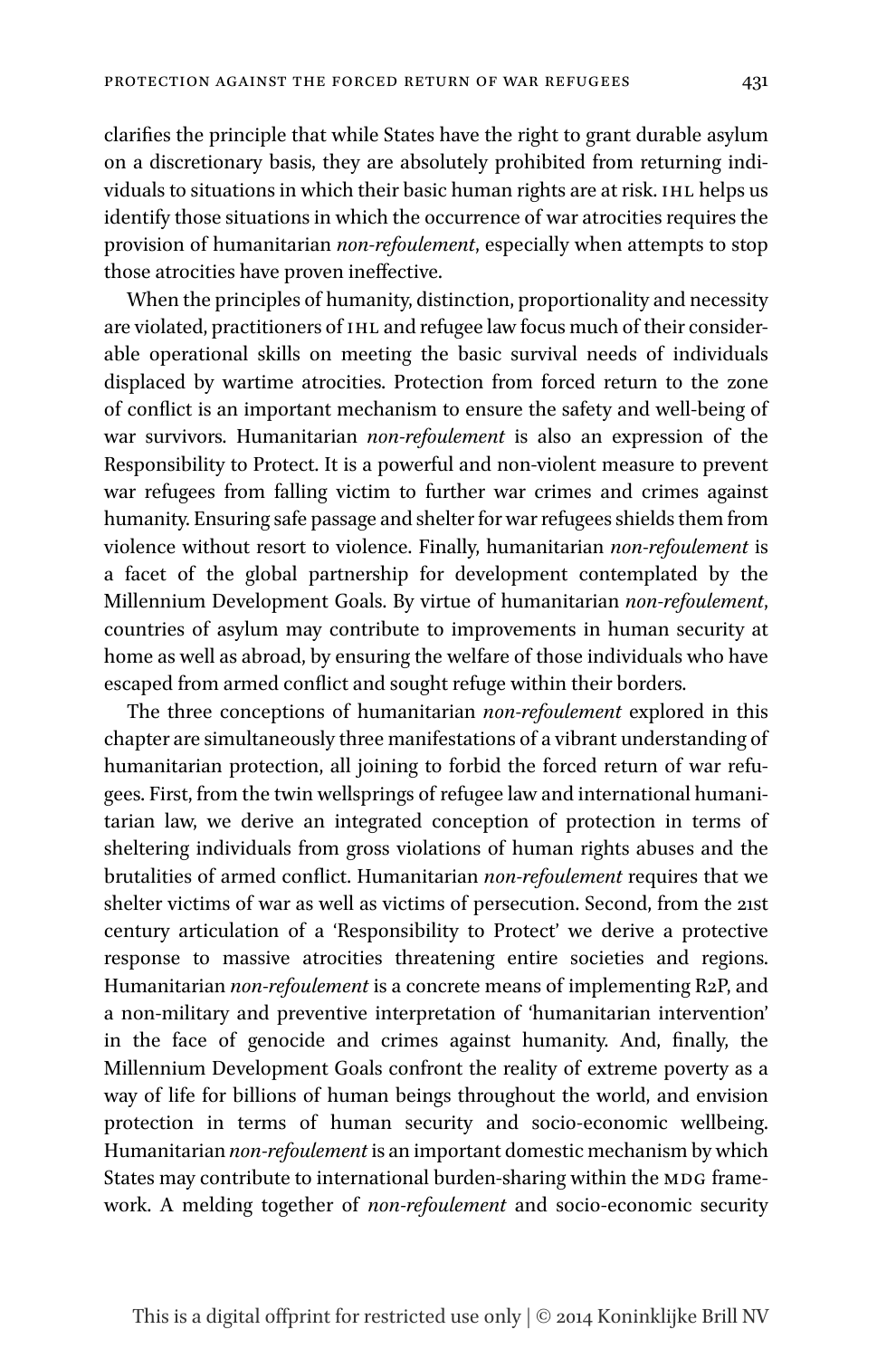clarifies the principle that while States have the right to grant durable asylum on a discretionary basis, they are absolutely prohibited from returning individuals to situations in which their basic human rights are at risk. IHL helps us identify those situations in which the occurrence of war atrocities requires the provision of humanitarian *non-refoulement*, especially when attempts to stop those atrocities have proven ineffective.

When the principles of humanity, distinction, proportionality and necessity are violated, practitioners of IHL and refugee law focus much of their considerable operational skills on meeting the basic survival needs of individuals displaced by wartime atrocities. Protection from forced return to the zone of conflict is an important mechanism to ensure the safety and well-being of war survivors. Humanitarian *non-refoulement* is also an expression of the Responsibility to Protect. It is a powerful and non-violent measure to prevent war refugees from falling victim to further war crimes and crimes against humanity. Ensuring safe passage and shelter for war refugees shields them from violence without resort to violence. Finally, humanitarian *non-refoulement* is a facet of the global partnership for development contemplated by the Millennium Development Goals. By virtue of humanitarian *non-refoulement*, countries of asylum may contribute to improvements in human security at home as well as abroad, by ensuring the welfare of those individuals who have escaped from armed conflict and sought refuge within their borders.

The three conceptions of humanitarian *non-refoulement* explored in this chapter are simultaneously three manifestations of a vibrant understanding of humanitarian protection, all joining to forbid the forced return of war refugees. First, from the twin wellsprings of refugee law and international humanitarian law, we derive an integrated conception of protection in terms of sheltering individuals from gross violations of human rights abuses and the brutalities of armed conflict. Humanitarian *non-refoulement* requires that we shelter victims of war as well as victims of persecution. Second, from the 21st century articulation of a 'Responsibility to Protect' we derive a protective response to massive atrocities threatening entire societies and regions. Humanitarian *non-refoulement* is a concrete means of implementing R2P, and a non-military and preventive interpretation of 'humanitarian intervention' in the face of genocide and crimes against humanity. And, finally, the Millennium Development Goals confront the reality of extreme poverty as a way of life for billions of human beings throughout the world, and envision protection in terms of human security and socio-economic wellbeing. Humanitarian *non-refoulement* is an important domestic mechanism by which States may contribute to international burden-sharing within the MDG framework. A melding together of *non-refoulement* and socio-economic security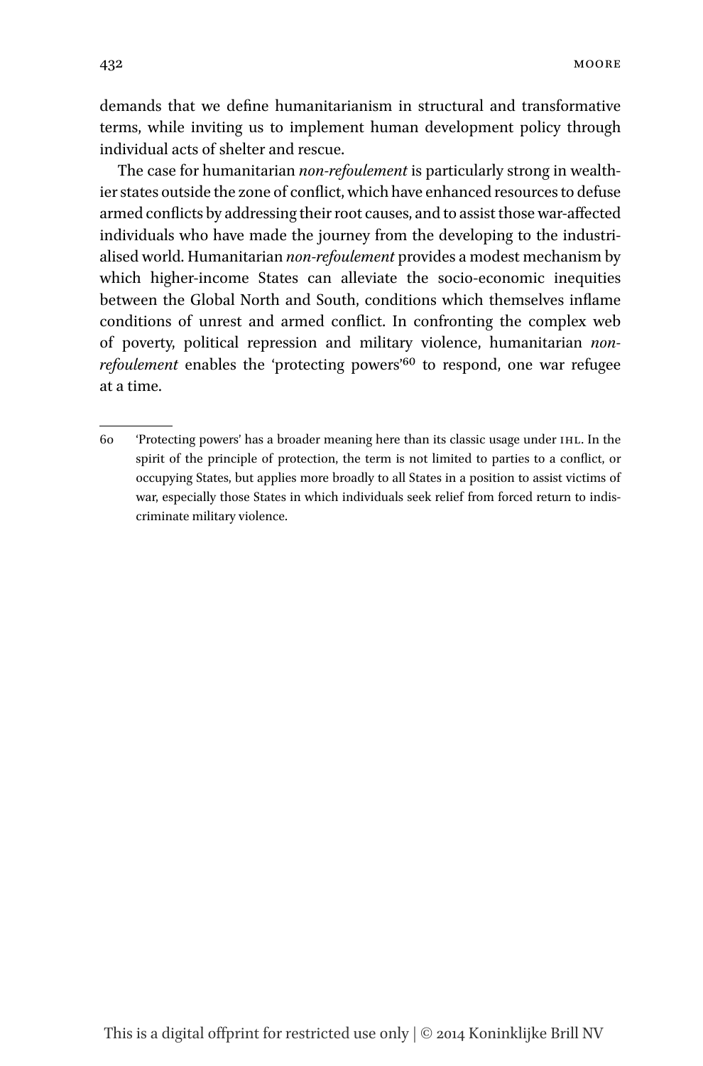demands that we define humanitarianism in structural and transformative terms, while inviting us to implement human development policy through individual acts of shelter and rescue.

The case for humanitarian *non-refoulement* is particularly strong in wealthier states outside the zone of conflict, which have enhanced resources to defuse armed conflicts by addressing their root causes, and to assist those war-affected individuals who have made the journey from the developing to the industrialised world. Humanitarian *non-refoulement* provides a modest mechanism by which higher-income States can alleviate the socio-economic inequities between the Global North and South, conditions which themselves inflame conditions of unrest and armed conflict. In confronting the complex web of poverty, political repression and military violence, humanitarian *non-refoulement* enables the 'protecting powers'[60] to respond, one war refugee at a time.

---

60 'Protecting powers' has a broader meaning here than its classic usage under IHL. In the spirit of the principle of protection, the term is not limited to parties to a conflict, or occupying States, but applies more broadly to all States in a position to assist victims of war, especially those States in which individuals seek relief from forced return to indiscriminate military violence.